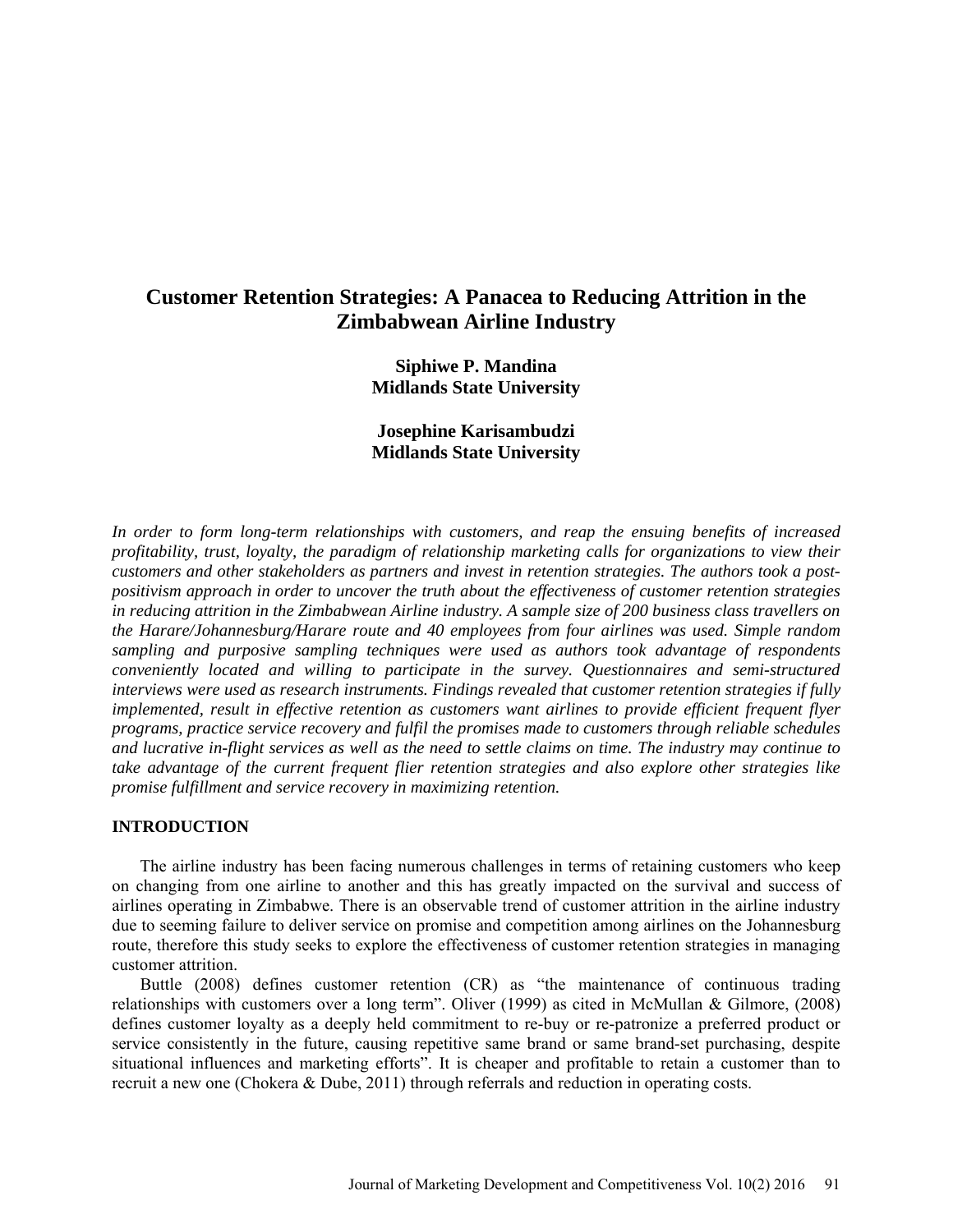# Customer Retention Strategies: A Panacea to Reducing Attrition in the Zimbabwean Airline Industry

**Siphiwe P. Mandina**
**Midlands State University**

**Josephine Karisambudzi**
**Midlands State University**

*In order to form long-term relationships with customers, and reap the ensuing benefits of increased profitability, trust, loyalty, the paradigm of relationship marketing calls for organizations to view their customers and other stakeholders as partners and invest in retention strategies. The authors took a post-positivism approach in order to uncover the truth about the effectiveness of customer retention strategies in reducing attrition in the Zimbabwean Airline industry. A sample size of 200 business class travellers on the Harare/Johannesburg/Harare route and 40 employees from four airlines was used. Simple random sampling and purposive sampling techniques were used as authors took advantage of respondents conveniently located and willing to participate in the survey. Questionnaires and semi-structured interviews were used as research instruments. Findings revealed that customer retention strategies if fully implemented, result in effective retention as customers want airlines to provide efficient frequent flyer programs, practice service recovery and fulfil the promises made to customers through reliable schedules and lucrative in-flight services as well as the need to settle claims on time. The industry may continue to take advantage of the current frequent flier retention strategies and also explore other strategies like promise fulfillment and service recovery in maximizing retention.*

## INTRODUCTION

The airline industry has been facing numerous challenges in terms of retaining customers who keep on changing from one airline to another and this has greatly impacted on the survival and success of airlines operating in Zimbabwe. There is an observable trend of customer attrition in the airline industry due to seeming failure to deliver service on promise and competition among airlines on the Johannesburg route, therefore this study seeks to explore the effectiveness of customer retention strategies in managing customer attrition.

Buttle (2008) defines customer retention (CR) as "the maintenance of continuous trading relationships with customers over a long term". Oliver (1999) as cited in McMullan & Gilmore, (2008) defines customer loyalty as a deeply held commitment to re-buy or re-patronize a preferred product or service consistently in the future, causing repetitive same brand or same brand-set purchasing, despite situational influences and marketing efforts". It is cheaper and profitable to retain a customer than to recruit a new one (Chokera & Dube, 2011) through referrals and reduction in operating costs.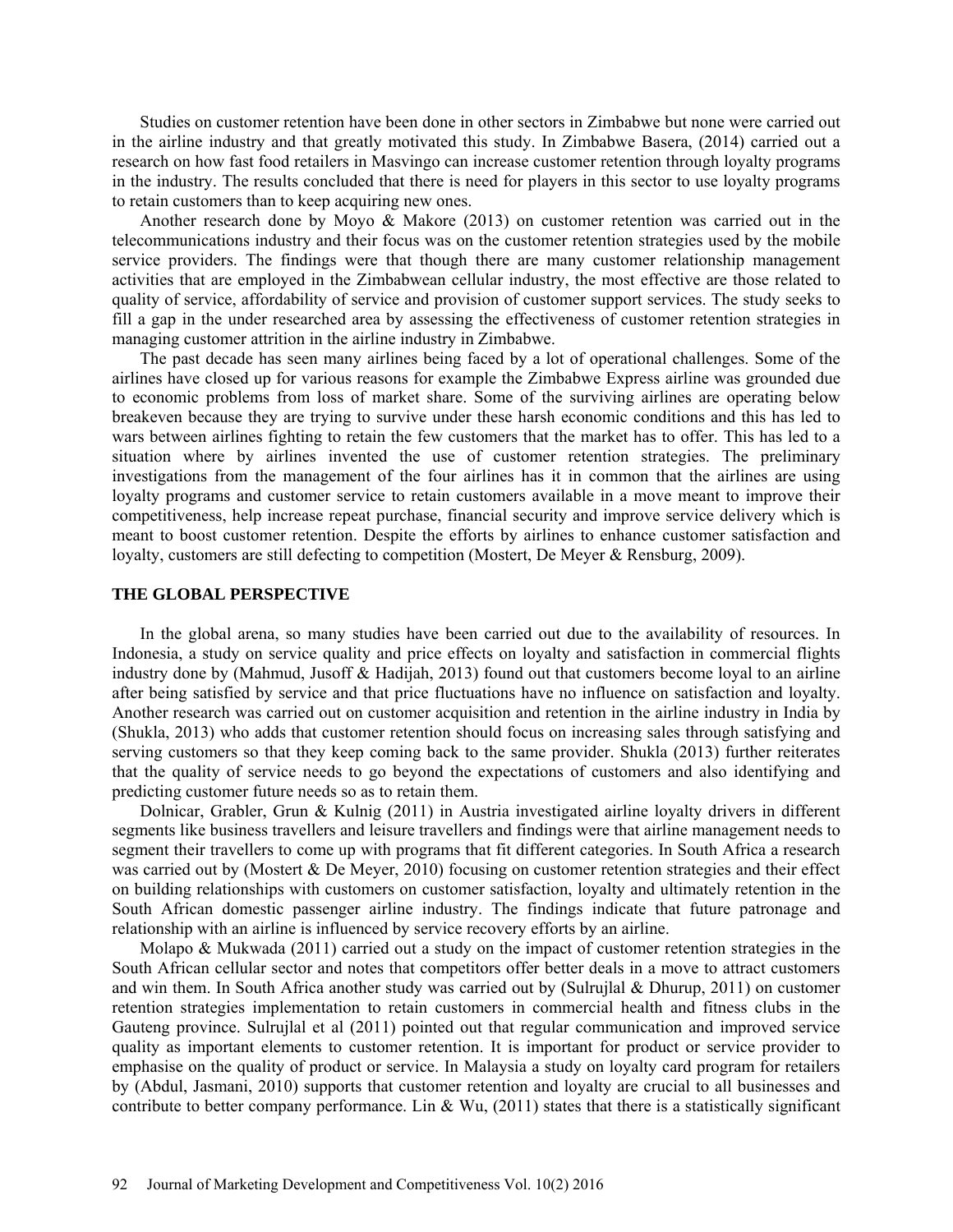Studies on customer retention have been done in other sectors in Zimbabwe but none were carried out in the airline industry and that greatly motivated this study. In Zimbabwe Basera, (2014) carried out a research on how fast food retailers in Masvingo can increase customer retention through loyalty programs in the industry. The results concluded that there is need for players in this sector to use loyalty programs to retain customers than to keep acquiring new ones.

Another research done by Moyo & Makore (2013) on customer retention was carried out in the telecommunications industry and their focus was on the customer retention strategies used by the mobile service providers. The findings were that though there are many customer relationship management activities that are employed in the Zimbabwean cellular industry, the most effective are those related to quality of service, affordability of service and provision of customer support services. The study seeks to fill a gap in the under researched area by assessing the effectiveness of customer retention strategies in managing customer attrition in the airline industry in Zimbabwe.

The past decade has seen many airlines being faced by a lot of operational challenges. Some of the airlines have closed up for various reasons for example the Zimbabwe Express airline was grounded due to economic problems from loss of market share. Some of the surviving airlines are operating below breakeven because they are trying to survive under these harsh economic conditions and this has led to wars between airlines fighting to retain the few customers that the market has to offer. This has led to a situation where by airlines invented the use of customer retention strategies. The preliminary investigations from the management of the four airlines has it in common that the airlines are using loyalty programs and customer service to retain customers available in a move meant to improve their competitiveness, help increase repeat purchase, financial security and improve service delivery which is meant to boost customer retention. Despite the efforts by airlines to enhance customer satisfaction and loyalty, customers are still defecting to competition (Mostert, De Meyer & Rensburg, 2009).

## THE GLOBAL PERSPECTIVE

In the global arena, so many studies have been carried out due to the availability of resources. In Indonesia, a study on service quality and price effects on loyalty and satisfaction in commercial flights industry done by (Mahmud, Jusoff & Hadijah, 2013) found out that customers become loyal to an airline after being satisfied by service and that price fluctuations have no influence on satisfaction and loyalty. Another research was carried out on customer acquisition and retention in the airline industry in India by (Shukla, 2013) who adds that customer retention should focus on increasing sales through satisfying and serving customers so that they keep coming back to the same provider. Shukla (2013) further reiterates that the quality of service needs to go beyond the expectations of customers and also identifying and predicting customer future needs so as to retain them.

Dolnicar, Grabler, Grun & Kulnig (2011) in Austria investigated airline loyalty drivers in different segments like business travellers and leisure travellers and findings were that airline management needs to segment their travellers to come up with programs that fit different categories. In South Africa a research was carried out by (Mostert & De Meyer, 2010) focusing on customer retention strategies and their effect on building relationships with customers on customer satisfaction, loyalty and ultimately retention in the South African domestic passenger airline industry. The findings indicate that future patronage and relationship with an airline is influenced by service recovery efforts by an airline.

Molapo & Mukwada (2011) carried out a study on the impact of customer retention strategies in the South African cellular sector and notes that competitors offer better deals in a move to attract customers and win them. In South Africa another study was carried out by (Sulrujlal & Dhurup, 2011) on customer retention strategies implementation to retain customers in commercial health and fitness clubs in the Gauteng province. Sulrujlal et al (2011) pointed out that regular communication and improved service quality as important elements to customer retention. It is important for product or service provider to emphasise on the quality of product or service. In Malaysia a study on loyalty card program for retailers by (Abdul, Jasmani, 2010) supports that customer retention and loyalty are crucial to all businesses and contribute to better company performance. Lin & Wu, (2011) states that there is a statistically significant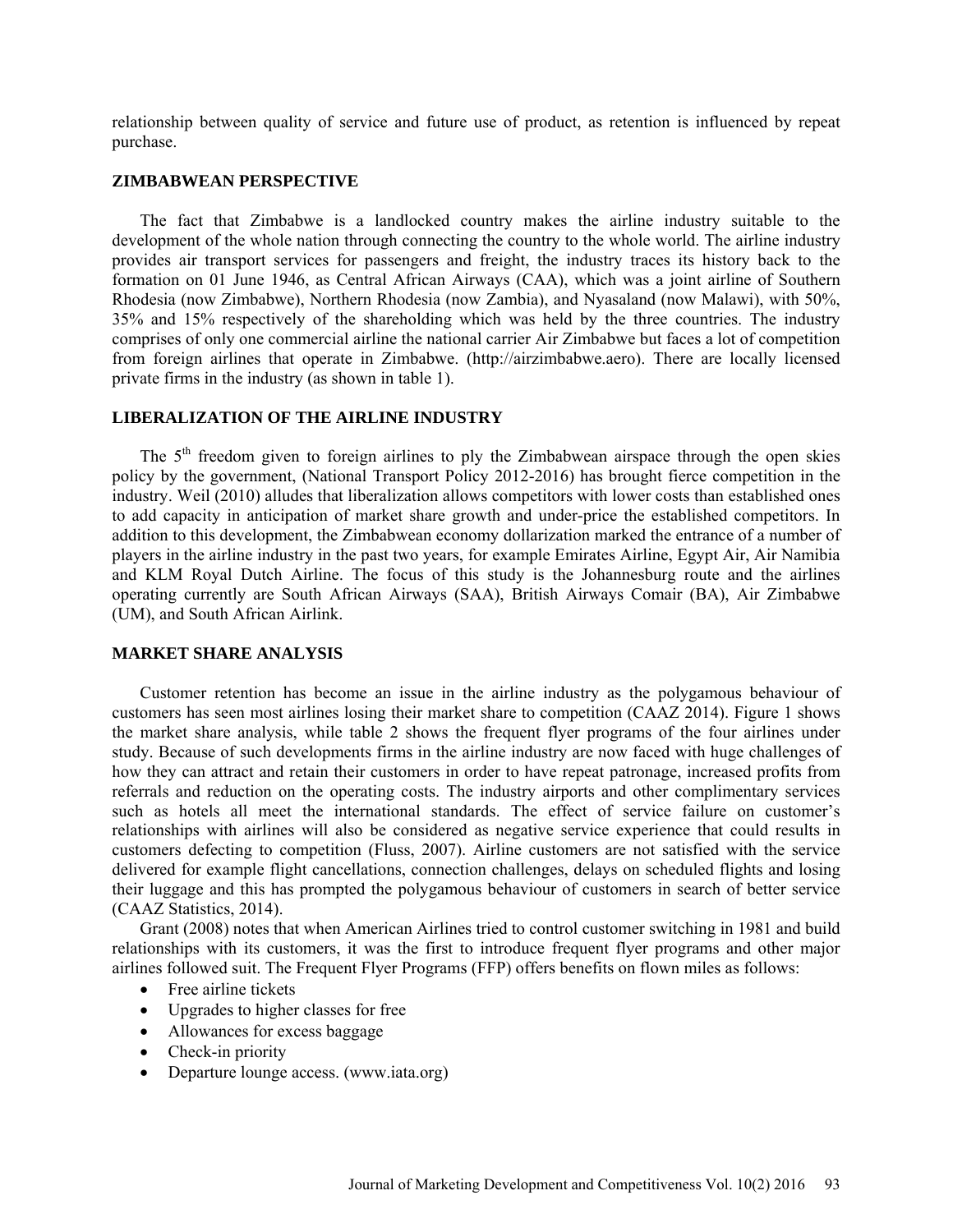relationship between quality of service and future use of product, as retention is influenced by repeat purchase.

## ZIMBABWEAN PERSPECTIVE

The fact that Zimbabwe is a landlocked country makes the airline industry suitable to the development of the whole nation through connecting the country to the whole world. The airline industry provides air transport services for passengers and freight, the industry traces its history back to the formation on 01 June 1946, as Central African Airways (CAA), which was a joint airline of Southern Rhodesia (now Zimbabwe), Northern Rhodesia (now Zambia), and Nyasaland (now Malawi), with 50%, 35% and 15% respectively of the shareholding which was held by the three countries. The industry comprises of only one commercial airline the national carrier Air Zimbabwe but faces a lot of competition from foreign airlines that operate in Zimbabwe. (http://airzimbabwe.aero). There are locally licensed private firms in the industry (as shown in table 1).

## LIBERALIZATION OF THE AIRLINE INDUSTRY

The 5th freedom given to foreign airlines to ply the Zimbabwean airspace through the open skies policy by the government, (National Transport Policy 2012-2016) has brought fierce competition in the industry. Weil (2010) alludes that liberalization allows competitors with lower costs than established ones to add capacity in anticipation of market share growth and under-price the established competitors. In addition to this development, the Zimbabwean economy dollarization marked the entrance of a number of players in the airline industry in the past two years, for example Emirates Airline, Egypt Air, Air Namibia and KLM Royal Dutch Airline. The focus of this study is the Johannesburg route and the airlines operating currently are South African Airways (SAA), British Airways Comair (BA), Air Zimbabwe (UM), and South African Airlink.

## MARKET SHARE ANALYSIS

Customer retention has become an issue in the airline industry as the polygamous behaviour of customers has seen most airlines losing their market share to competition (CAAZ 2014). Figure 1 shows the market share analysis, while table 2 shows the frequent flyer programs of the four airlines under study. Because of such developments firms in the airline industry are now faced with huge challenges of how they can attract and retain their customers in order to have repeat patronage, increased profits from referrals and reduction on the operating costs. The industry airports and other complimentary services such as hotels all meet the international standards. The effect of service failure on customer's relationships with airlines will also be considered as negative service experience that could results in customers defecting to competition (Fluss, 2007). Airline customers are not satisfied with the service delivered for example flight cancellations, connection challenges, delays on scheduled flights and losing their luggage and this has prompted the polygamous behaviour of customers in search of better service (CAAZ Statistics, 2014).

Grant (2008) notes that when American Airlines tried to control customer switching in 1981 and build relationships with its customers, it was the first to introduce frequent flyer programs and other major airlines followed suit. The Frequent Flyer Programs (FFP) offers benefits on flown miles as follows:

- Free airline tickets
- Upgrades to higher classes for free
- Allowances for excess baggage
- Check-in priority
- Departure lounge access. (www.iata.org)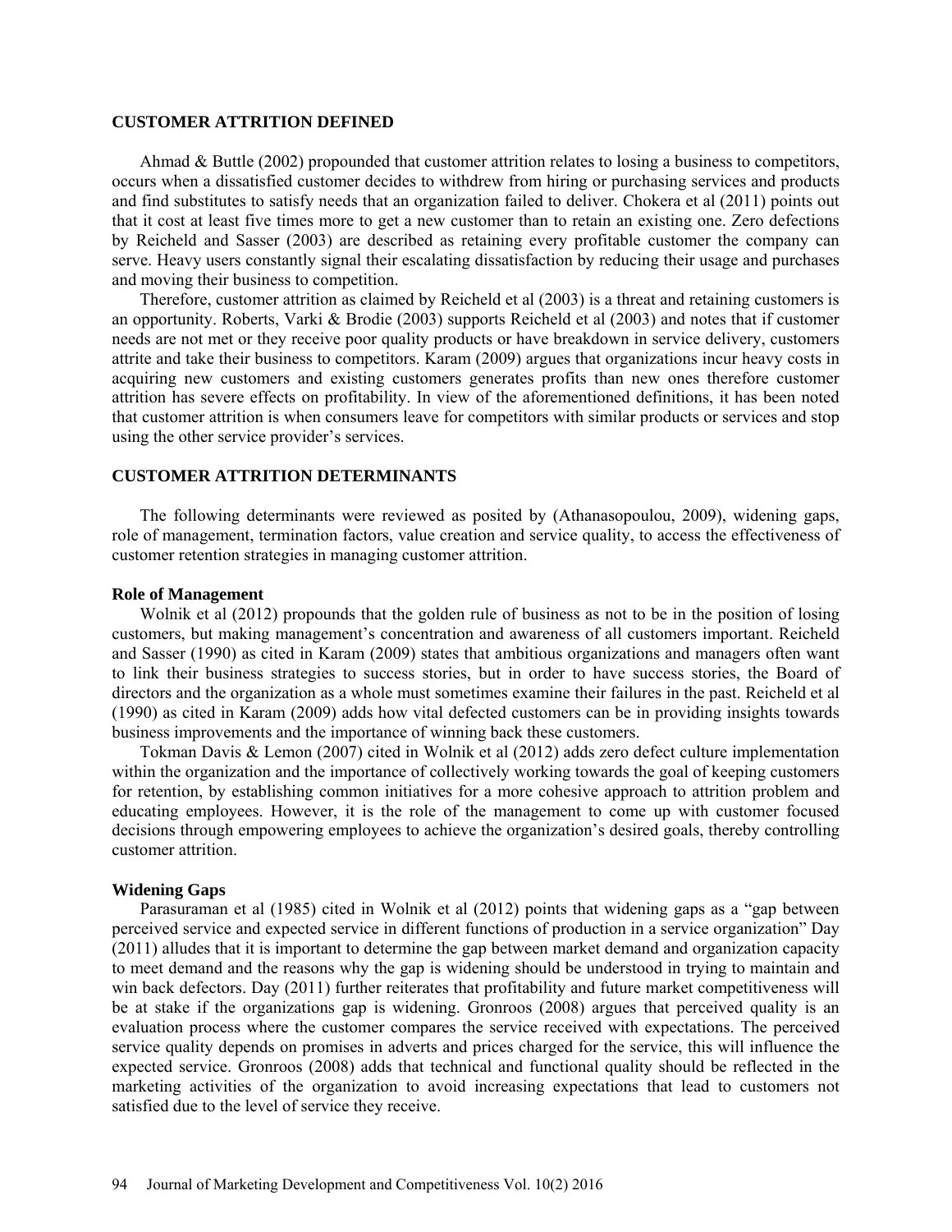## CUSTOMER ATTRITION DEFINED

Ahmad & Buttle (2002) propounded that customer attrition relates to losing a business to competitors, occurs when a dissatisfied customer decides to withdrew from hiring or purchasing services and products and find substitutes to satisfy needs that an organization failed to deliver. Chokera et al (2011) points out that it cost at least five times more to get a new customer than to retain an existing one. Zero defections by Reicheld and Sasser (2003) are described as retaining every profitable customer the company can serve. Heavy users constantly signal their escalating dissatisfaction by reducing their usage and purchases and moving their business to competition.

Therefore, customer attrition as claimed by Reicheld et al (2003) is a threat and retaining customers is an opportunity. Roberts, Varki & Brodie (2003) supports Reicheld et al (2003) and notes that if customer needs are not met or they receive poor quality products or have breakdown in service delivery, customers attrite and take their business to competitors. Karam (2009) argues that organizations incur heavy costs in acquiring new customers and existing customers generates profits than new ones therefore customer attrition has severe effects on profitability. In view of the aforementioned definitions, it has been noted that customer attrition is when consumers leave for competitors with similar products or services and stop using the other service provider's services.

## CUSTOMER ATTRITION DETERMINANTS

The following determinants were reviewed as posited by (Athanasopoulou, 2009), widening gaps, role of management, termination factors, value creation and service quality, to access the effectiveness of customer retention strategies in managing customer attrition.

### Role of Management

Wolnik et al (2012) propounds that the golden rule of business as not to be in the position of losing customers, but making management's concentration and awareness of all customers important. Reicheld and Sasser (1990) as cited in Karam (2009) states that ambitious organizations and managers often want to link their business strategies to success stories, but in order to have success stories, the Board of directors and the organization as a whole must sometimes examine their failures in the past. Reicheld et al (1990) as cited in Karam (2009) adds how vital defected customers can be in providing insights towards business improvements and the importance of winning back these customers.

Tokman Davis & Lemon (2007) cited in Wolnik et al (2012) adds zero defect culture implementation within the organization and the importance of collectively working towards the goal of keeping customers for retention, by establishing common initiatives for a more cohesive approach to attrition problem and educating employees. However, it is the role of the management to come up with customer focused decisions through empowering employees to achieve the organization's desired goals, thereby controlling customer attrition.

### Widening Gaps

Parasuraman et al (1985) cited in Wolnik et al (2012) points that widening gaps as a "gap between perceived service and expected service in different functions of production in a service organization" Day (2011) alludes that it is important to determine the gap between market demand and organization capacity to meet demand and the reasons why the gap is widening should be understood in trying to maintain and win back defectors. Day (2011) further reiterates that profitability and future market competitiveness will be at stake if the organizations gap is widening. Gronroos (2008) argues that perceived quality is an evaluation process where the customer compares the service received with expectations. The perceived service quality depends on promises in adverts and prices charged for the service, this will influence the expected service. Gronroos (2008) adds that technical and functional quality should be reflected in the marketing activities of the organization to avoid increasing expectations that lead to customers not satisfied due to the level of service they receive.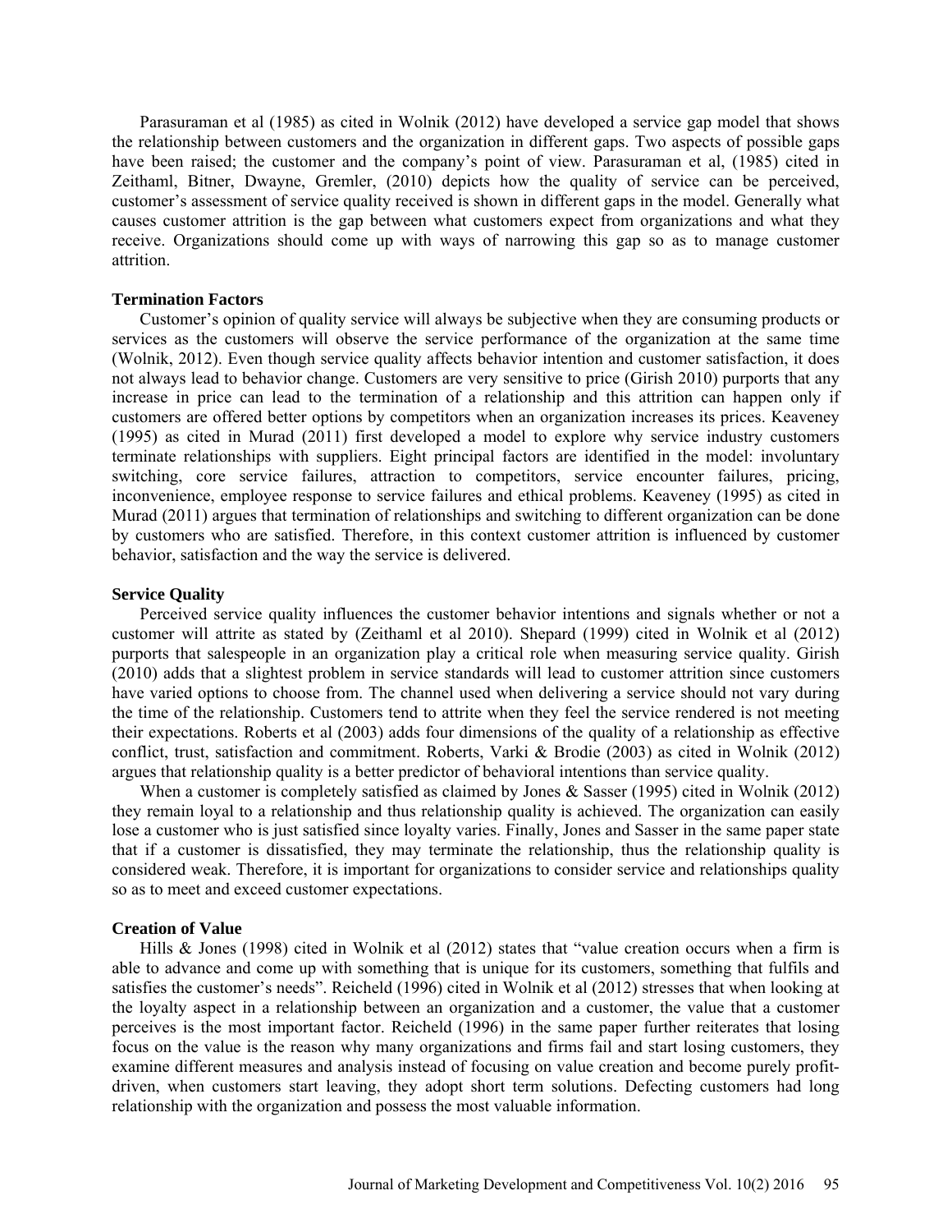Parasuraman et al (1985) as cited in Wolnik (2012) have developed a service gap model that shows the relationship between customers and the organization in different gaps. Two aspects of possible gaps have been raised; the customer and the company's point of view. Parasuraman et al, (1985) cited in Zeithaml, Bitner, Dwayne, Gremler, (2010) depicts how the quality of service can be perceived, customer's assessment of service quality received is shown in different gaps in the model. Generally what causes customer attrition is the gap between what customers expect from organizations and what they receive. Organizations should come up with ways of narrowing this gap so as to manage customer attrition.

### Termination Factors

Customer's opinion of quality service will always be subjective when they are consuming products or services as the customers will observe the service performance of the organization at the same time (Wolnik, 2012). Even though service quality affects behavior intention and customer satisfaction, it does not always lead to behavior change. Customers are very sensitive to price (Girish 2010) purports that any increase in price can lead to the termination of a relationship and this attrition can happen only if customers are offered better options by competitors when an organization increases its prices. Keaveney (1995) as cited in Murad (2011) first developed a model to explore why service industry customers terminate relationships with suppliers. Eight principal factors are identified in the model: involuntary switching, core service failures, attraction to competitors, service encounter failures, pricing, inconvenience, employee response to service failures and ethical problems. Keaveney (1995) as cited in Murad (2011) argues that termination of relationships and switching to different organization can be done by customers who are satisfied. Therefore, in this context customer attrition is influenced by customer behavior, satisfaction and the way the service is delivered.

### Service Quality

Perceived service quality influences the customer behavior intentions and signals whether or not a customer will attrite as stated by (Zeithaml et al 2010). Shepard (1999) cited in Wolnik et al (2012) purports that salespeople in an organization play a critical role when measuring service quality. Girish (2010) adds that a slightest problem in service standards will lead to customer attrition since customers have varied options to choose from. The channel used when delivering a service should not vary during the time of the relationship. Customers tend to attrite when they feel the service rendered is not meeting their expectations. Roberts et al (2003) adds four dimensions of the quality of a relationship as effective conflict, trust, satisfaction and commitment. Roberts, Varki & Brodie (2003) as cited in Wolnik (2012) argues that relationship quality is a better predictor of behavioral intentions than service quality.

When a customer is completely satisfied as claimed by Jones & Sasser (1995) cited in Wolnik (2012) they remain loyal to a relationship and thus relationship quality is achieved. The organization can easily lose a customer who is just satisfied since loyalty varies. Finally, Jones and Sasser in the same paper state that if a customer is dissatisfied, they may terminate the relationship, thus the relationship quality is considered weak. Therefore, it is important for organizations to consider service and relationships quality so as to meet and exceed customer expectations.

### Creation of Value

Hills & Jones (1998) cited in Wolnik et al (2012) states that "value creation occurs when a firm is able to advance and come up with something that is unique for its customers, something that fulfils and satisfies the customer's needs". Reicheld (1996) cited in Wolnik et al (2012) stresses that when looking at the loyalty aspect in a relationship between an organization and a customer, the value that a customer perceives is the most important factor. Reicheld (1996) in the same paper further reiterates that losing focus on the value is the reason why many organizations and firms fail and start losing customers, they examine different measures and analysis instead of focusing on value creation and become purely profit-driven, when customers start leaving, they adopt short term solutions. Defecting customers had long relationship with the organization and possess the most valuable information.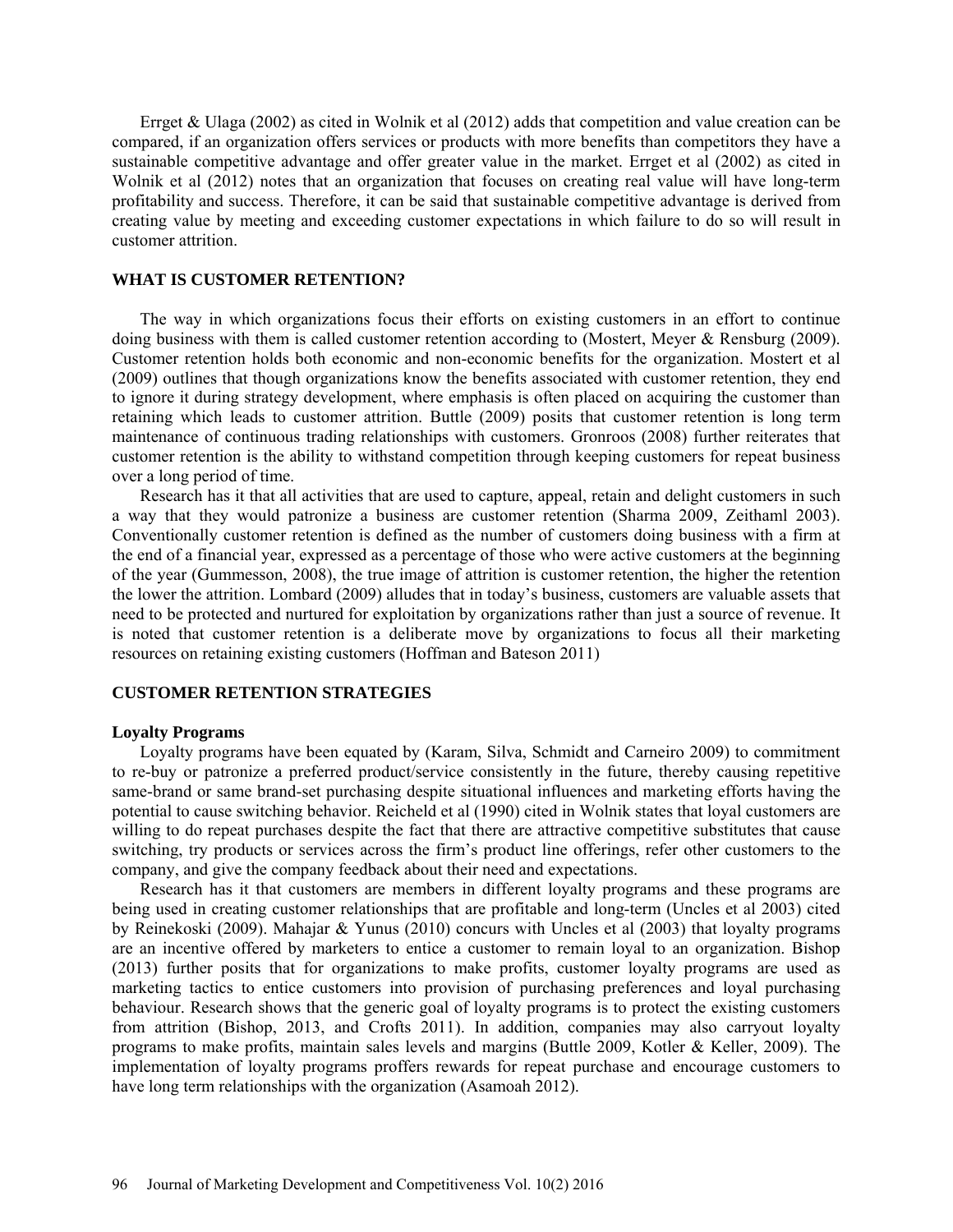Errget & Ulaga (2002) as cited in Wolnik et al (2012) adds that competition and value creation can be compared, if an organization offers services or products with more benefits than competitors they have a sustainable competitive advantage and offer greater value in the market. Errget et al (2002) as cited in Wolnik et al (2012) notes that an organization that focuses on creating real value will have long-term profitability and success. Therefore, it can be said that sustainable competitive advantage is derived from creating value by meeting and exceeding customer expectations in which failure to do so will result in customer attrition.

## WHAT IS CUSTOMER RETENTION?

The way in which organizations focus their efforts on existing customers in an effort to continue doing business with them is called customer retention according to (Mostert, Meyer & Rensburg (2009). Customer retention holds both economic and non-economic benefits for the organization. Mostert et al (2009) outlines that though organizations know the benefits associated with customer retention, they end to ignore it during strategy development, where emphasis is often placed on acquiring the customer than retaining which leads to customer attrition. Buttle (2009) posits that customer retention is long term maintenance of continuous trading relationships with customers. Gronroos (2008) further reiterates that customer retention is the ability to withstand competition through keeping customers for repeat business over a long period of time.

Research has it that all activities that are used to capture, appeal, retain and delight customers in such a way that they would patronize a business are customer retention (Sharma 2009, Zeithaml 2003). Conventionally customer retention is defined as the number of customers doing business with a firm at the end of a financial year, expressed as a percentage of those who were active customers at the beginning of the year (Gummesson, 2008), the true image of attrition is customer retention, the higher the retention the lower the attrition. Lombard (2009) alludes that in today's business, customers are valuable assets that need to be protected and nurtured for exploitation by organizations rather than just a source of revenue. It is noted that customer retention is a deliberate move by organizations to focus all their marketing resources on retaining existing customers (Hoffman and Bateson 2011)

## CUSTOMER RETENTION STRATEGIES

### Loyalty Programs

Loyalty programs have been equated by (Karam, Silva, Schmidt and Carneiro 2009) to commitment to re-buy or patronize a preferred product/service consistently in the future, thereby causing repetitive same-brand or same brand-set purchasing despite situational influences and marketing efforts having the potential to cause switching behavior. Reicheld et al (1990) cited in Wolnik states that loyal customers are willing to do repeat purchases despite the fact that there are attractive competitive substitutes that cause switching, try products or services across the firm's product line offerings, refer other customers to the company, and give the company feedback about their need and expectations.

Research has it that customers are members in different loyalty programs and these programs are being used in creating customer relationships that are profitable and long-term (Uncles et al 2003) cited by Reinekoski (2009). Mahajar & Yunus (2010) concurs with Uncles et al (2003) that loyalty programs are an incentive offered by marketers to entice a customer to remain loyal to an organization. Bishop (2013) further posits that for organizations to make profits, customer loyalty programs are used as marketing tactics to entice customers into provision of purchasing preferences and loyal purchasing behaviour. Research shows that the generic goal of loyalty programs is to protect the existing customers from attrition (Bishop, 2013, and Crofts 2011). In addition, companies may also carryout loyalty programs to make profits, maintain sales levels and margins (Buttle 2009, Kotler & Keller, 2009). The implementation of loyalty programs proffers rewards for repeat purchase and encourage customers to have long term relationships with the organization (Asamoah 2012).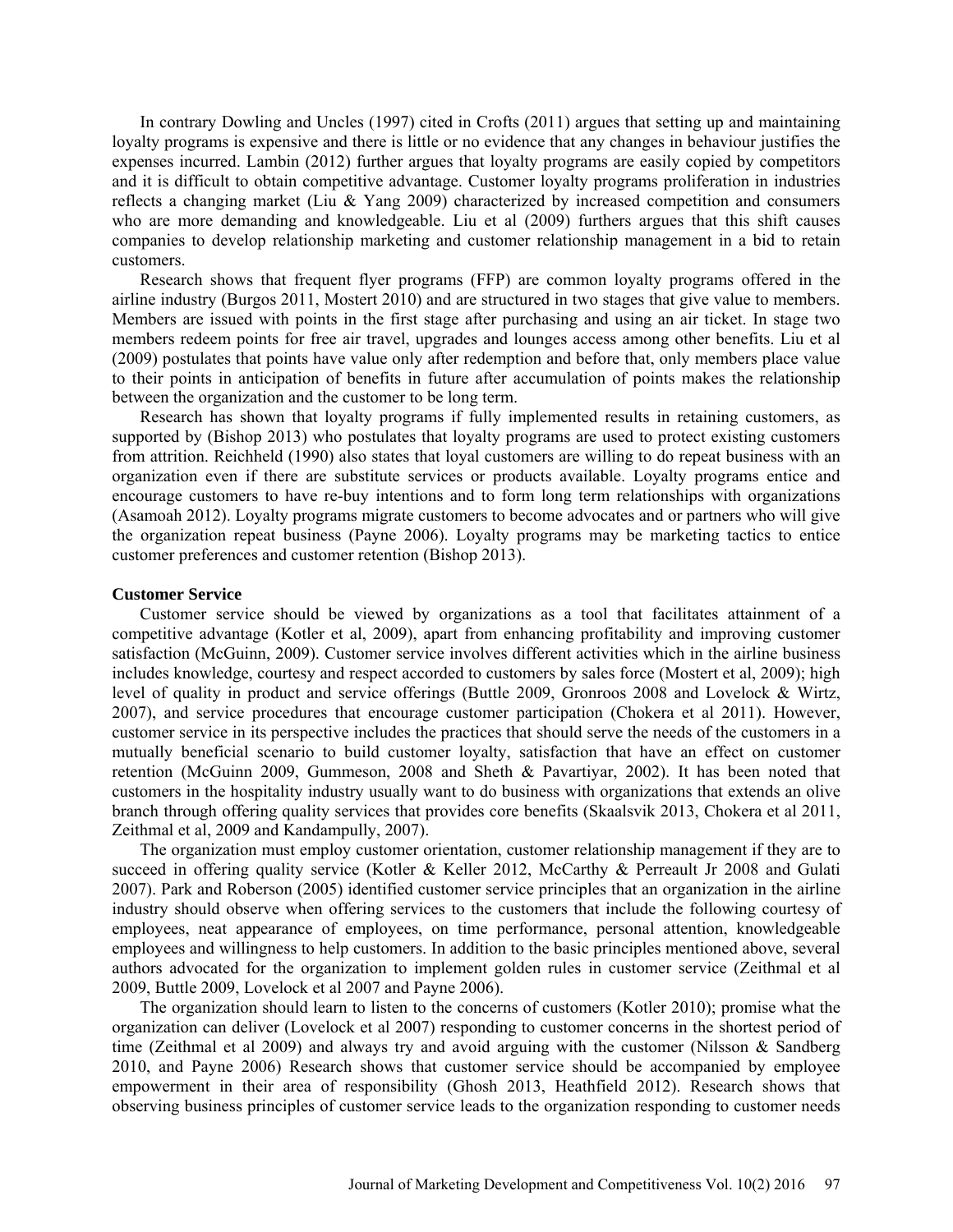In contrary Dowling and Uncles (1997) cited in Crofts (2011) argues that setting up and maintaining loyalty programs is expensive and there is little or no evidence that any changes in behaviour justifies the expenses incurred. Lambin (2012) further argues that loyalty programs are easily copied by competitors and it is difficult to obtain competitive advantage. Customer loyalty programs proliferation in industries reflects a changing market (Liu & Yang 2009) characterized by increased competition and consumers who are more demanding and knowledgeable. Liu et al (2009) furthers argues that this shift causes companies to develop relationship marketing and customer relationship management in a bid to retain customers.

Research shows that frequent flyer programs (FFP) are common loyalty programs offered in the airline industry (Burgos 2011, Mostert 2010) and are structured in two stages that give value to members. Members are issued with points in the first stage after purchasing and using an air ticket. In stage two members redeem points for free air travel, upgrades and lounges access among other benefits. Liu et al (2009) postulates that points have value only after redemption and before that, only members place value to their points in anticipation of benefits in future after accumulation of points makes the relationship between the organization and the customer to be long term.

Research has shown that loyalty programs if fully implemented results in retaining customers, as supported by (Bishop 2013) who postulates that loyalty programs are used to protect existing customers from attrition. Reichheld (1990) also states that loyal customers are willing to do repeat business with an organization even if there are substitute services or products available. Loyalty programs entice and encourage customers to have re-buy intentions and to form long term relationships with organizations (Asamoah 2012). Loyalty programs migrate customers to become advocates and or partners who will give the organization repeat business (Payne 2006). Loyalty programs may be marketing tactics to entice customer preferences and customer retention (Bishop 2013).

**Customer Service**

Customer service should be viewed by organizations as a tool that facilitates attainment of a competitive advantage (Kotler et al, 2009), apart from enhancing profitability and improving customer satisfaction (McGuinn, 2009). Customer service involves different activities which in the airline business includes knowledge, courtesy and respect accorded to customers by sales force (Mostert et al, 2009); high level of quality in product and service offerings (Buttle 2009, Gronroos 2008 and Lovelock & Wirtz, 2007), and service procedures that encourage customer participation (Chokera et al 2011). However, customer service in its perspective includes the practices that should serve the needs of the customers in a mutually beneficial scenario to build customer loyalty, satisfaction that have an effect on customer retention (McGuinn 2009, Gummeson, 2008 and Sheth & Pavartiyar, 2002). It has been noted that customers in the hospitality industry usually want to do business with organizations that extends an olive branch through offering quality services that provides core benefits (Skaalsvik 2013, Chokera et al 2011, Zeithmal et al, 2009 and Kandampully, 2007).

The organization must employ customer orientation, customer relationship management if they are to succeed in offering quality service (Kotler & Keller 2012, McCarthy & Perreault Jr 2008 and Gulati 2007). Park and Roberson (2005) identified customer service principles that an organization in the airline industry should observe when offering services to the customers that include the following courtesy of employees, neat appearance of employees, on time performance, personal attention, knowledgeable employees and willingness to help customers. In addition to the basic principles mentioned above, several authors advocated for the organization to implement golden rules in customer service (Zeithmal et al 2009, Buttle 2009, Lovelock et al 2007 and Payne 2006).

The organization should learn to listen to the concerns of customers (Kotler 2010); promise what the organization can deliver (Lovelock et al 2007) responding to customer concerns in the shortest period of time (Zeithmal et al 2009) and always try and avoid arguing with the customer (Nilsson & Sandberg 2010, and Payne 2006) Research shows that customer service should be accompanied by employee empowerment in their area of responsibility (Ghosh 2013, Heathfield 2012). Research shows that observing business principles of customer service leads to the organization responding to customer needs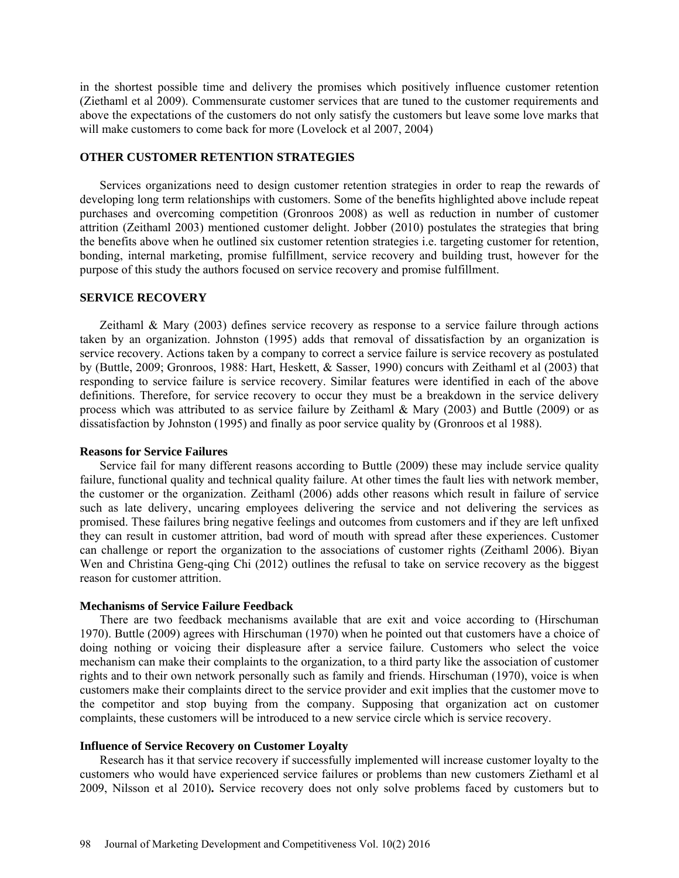in the shortest possible time and delivery the promises which positively influence customer retention (Ziethaml et al 2009). Commensurate customer services that are tuned to the customer requirements and above the expectations of the customers do not only satisfy the customers but leave some love marks that will make customers to come back for more (Lovelock et al 2007, 2004)

## OTHER CUSTOMER RETENTION STRATEGIES

Services organizations need to design customer retention strategies in order to reap the rewards of developing long term relationships with customers. Some of the benefits highlighted above include repeat purchases and overcoming competition (Gronroos 2008) as well as reduction in number of customer attrition (Zeithaml 2003) mentioned customer delight. Jobber (2010) postulates the strategies that bring the benefits above when he outlined six customer retention strategies i.e. targeting customer for retention, bonding, internal marketing, promise fulfillment, service recovery and building trust, however for the purpose of this study the authors focused on service recovery and promise fulfillment.

## SERVICE RECOVERY

Zeithaml & Mary (2003) defines service recovery as response to a service failure through actions taken by an organization. Johnston (1995) adds that removal of dissatisfaction by an organization is service recovery. Actions taken by a company to correct a service failure is service recovery as postulated by (Buttle, 2009; Gronroos, 1988: Hart, Heskett, & Sasser, 1990) concurs with Zeithaml et al (2003) that responding to service failure is service recovery. Similar features were identified in each of the above definitions. Therefore, for service recovery to occur they must be a breakdown in the service delivery process which was attributed to as service failure by Zeithaml & Mary (2003) and Buttle (2009) or as dissatisfaction by Johnston (1995) and finally as poor service quality by (Gronroos et al 1988).

### Reasons for Service Failures

Service fail for many different reasons according to Buttle (2009) these may include service quality failure, functional quality and technical quality failure. At other times the fault lies with network member, the customer or the organization. Zeithaml (2006) adds other reasons which result in failure of service such as late delivery, uncaring employees delivering the service and not delivering the services as promised. These failures bring negative feelings and outcomes from customers and if they are left unfixed they can result in customer attrition, bad word of mouth with spread after these experiences. Customer can challenge or report the organization to the associations of customer rights (Zeithaml 2006). Biyan Wen and Christina Geng-qing Chi (2012) outlines the refusal to take on service recovery as the biggest reason for customer attrition.

### Mechanisms of Service Failure Feedback

There are two feedback mechanisms available that are exit and voice according to (Hirschuman 1970). Buttle (2009) agrees with Hirschuman (1970) when he pointed out that customers have a choice of doing nothing or voicing their displeasure after a service failure. Customers who select the voice mechanism can make their complaints to the organization, to a third party like the association of customer rights and to their own network personally such as family and friends. Hirschuman (1970), voice is when customers make their complaints direct to the service provider and exit implies that the customer move to the competitor and stop buying from the company. Supposing that organization act on customer complaints, these customers will be introduced to a new service circle which is service recovery.

### Influence of Service Recovery on Customer Loyalty

Research has it that service recovery if successfully implemented will increase customer loyalty to the customers who would have experienced service failures or problems than new customers Ziethaml et al 2009, Nilsson et al 2010**.** Service recovery does not only solve problems faced by customers but to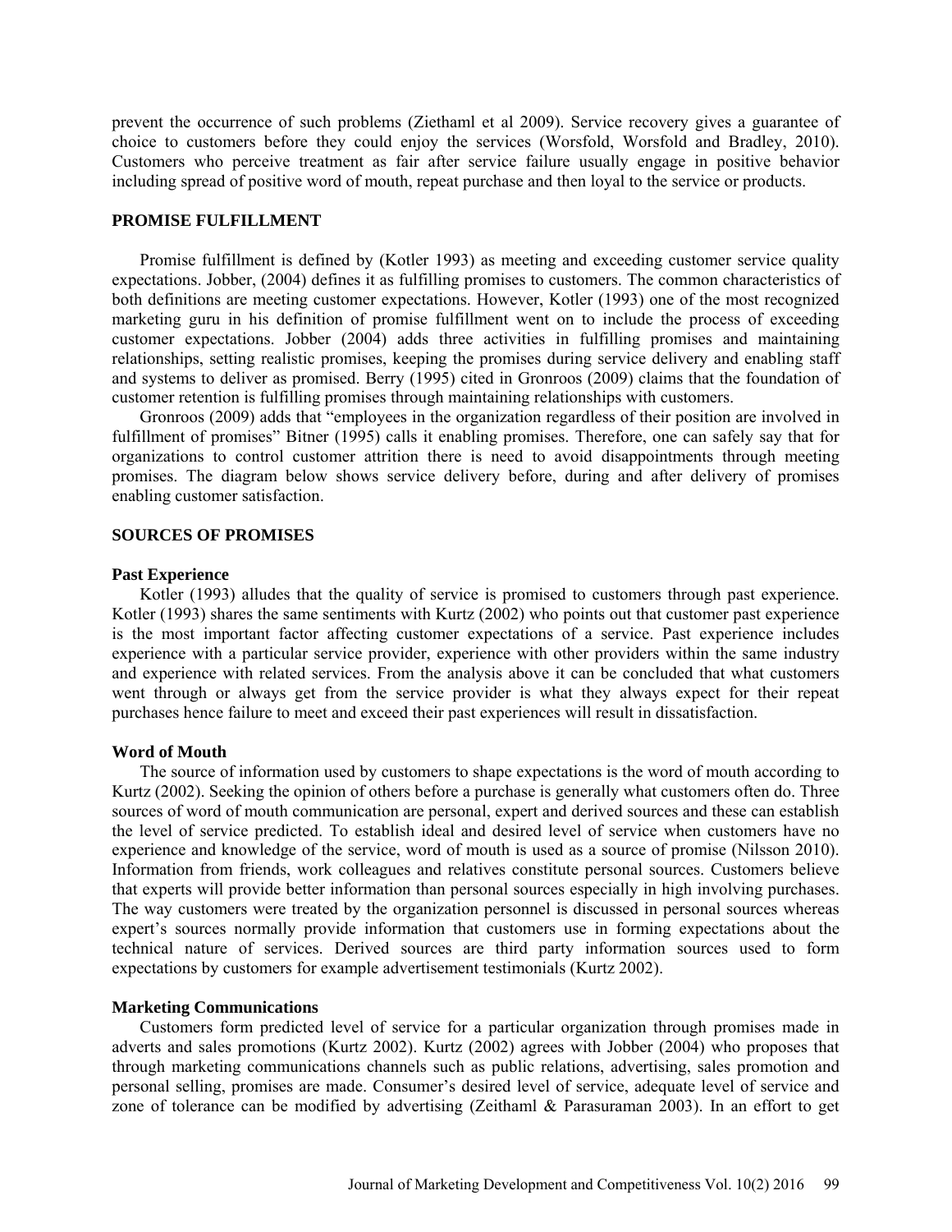prevent the occurrence of such problems (Ziethaml et al 2009). Service recovery gives a guarantee of choice to customers before they could enjoy the services (Worsfold, Worsfold and Bradley, 2010). Customers who perceive treatment as fair after service failure usually engage in positive behavior including spread of positive word of mouth, repeat purchase and then loyal to the service or products.

## PROMISE FULFILLMENT

Promise fulfillment is defined by (Kotler 1993) as meeting and exceeding customer service quality expectations. Jobber, (2004) defines it as fulfilling promises to customers. The common characteristics of both definitions are meeting customer expectations. However, Kotler (1993) one of the most recognized marketing guru in his definition of promise fulfillment went on to include the process of exceeding customer expectations. Jobber (2004) adds three activities in fulfilling promises and maintaining relationships, setting realistic promises, keeping the promises during service delivery and enabling staff and systems to deliver as promised. Berry (1995) cited in Gronroos (2009) claims that the foundation of customer retention is fulfilling promises through maintaining relationships with customers.

Gronroos (2009) adds that "employees in the organization regardless of their position are involved in fulfillment of promises" Bitner (1995) calls it enabling promises. Therefore, one can safely say that for organizations to control customer attrition there is need to avoid disappointments through meeting promises. The diagram below shows service delivery before, during and after delivery of promises enabling customer satisfaction.

## SOURCES OF PROMISES

### Past Experience

Kotler (1993) alludes that the quality of service is promised to customers through past experience. Kotler (1993) shares the same sentiments with Kurtz (2002) who points out that customer past experience is the most important factor affecting customer expectations of a service. Past experience includes experience with a particular service provider, experience with other providers within the same industry and experience with related services. From the analysis above it can be concluded that what customers went through or always get from the service provider is what they always expect for their repeat purchases hence failure to meet and exceed their past experiences will result in dissatisfaction.

### Word of Mouth

The source of information used by customers to shape expectations is the word of mouth according to Kurtz (2002). Seeking the opinion of others before a purchase is generally what customers often do. Three sources of word of mouth communication are personal, expert and derived sources and these can establish the level of service predicted. To establish ideal and desired level of service when customers have no experience and knowledge of the service, word of mouth is used as a source of promise (Nilsson 2010). Information from friends, work colleagues and relatives constitute personal sources. Customers believe that experts will provide better information than personal sources especially in high involving purchases. The way customers were treated by the organization personnel is discussed in personal sources whereas expert's sources normally provide information that customers use in forming expectations about the technical nature of services. Derived sources are third party information sources used to form expectations by customers for example advertisement testimonials (Kurtz 2002).

### Marketing Communications

Customers form predicted level of service for a particular organization through promises made in adverts and sales promotions (Kurtz 2002). Kurtz (2002) agrees with Jobber (2004) who proposes that through marketing communications channels such as public relations, advertising, sales promotion and personal selling, promises are made. Consumer's desired level of service, adequate level of service and zone of tolerance can be modified by advertising (Zeithaml & Parasuraman 2003). In an effort to get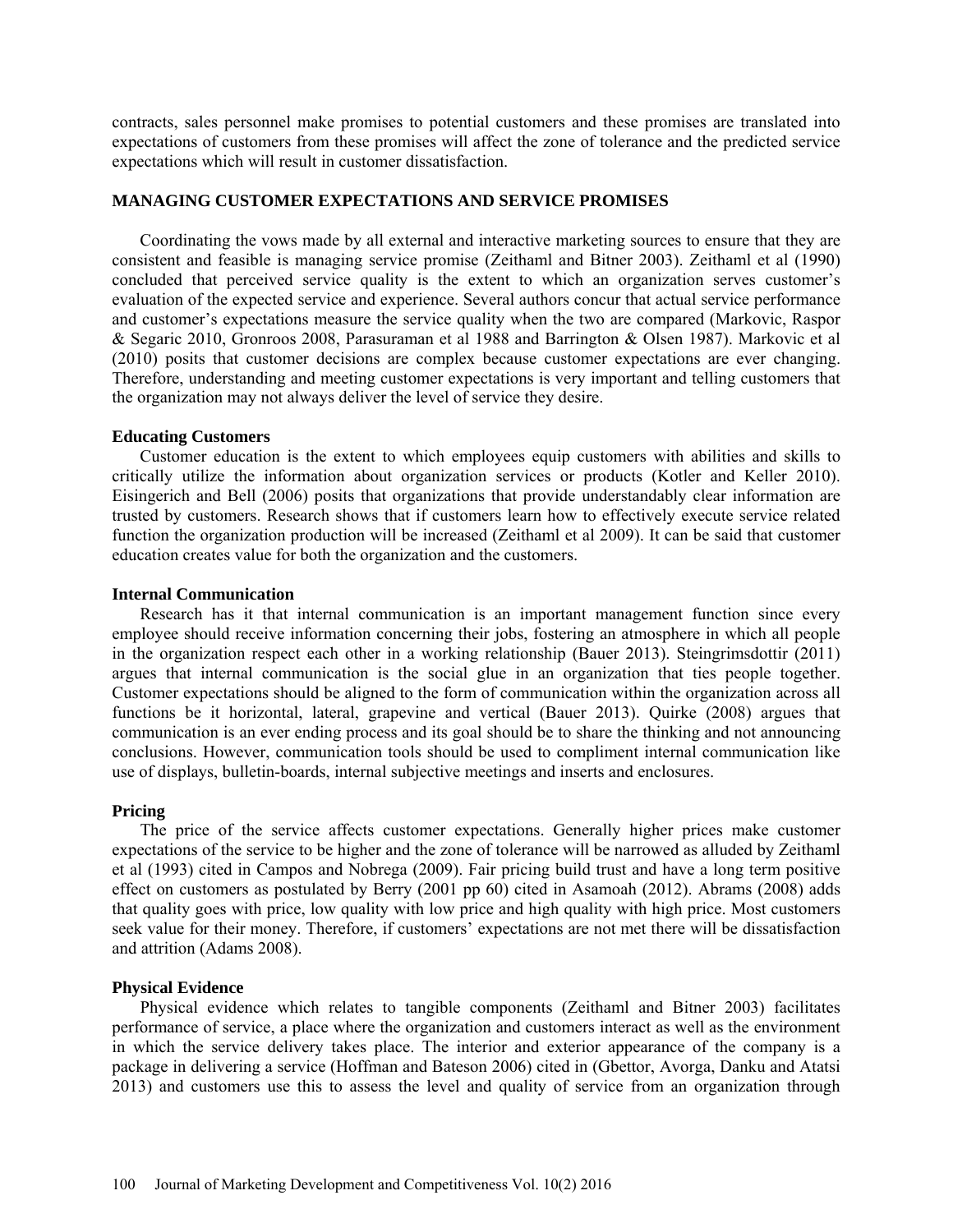contracts, sales personnel make promises to potential customers and these promises are translated into expectations of customers from these promises will affect the zone of tolerance and the predicted service expectations which will result in customer dissatisfaction.

## MANAGING CUSTOMER EXPECTATIONS AND SERVICE PROMISES

Coordinating the vows made by all external and interactive marketing sources to ensure that they are consistent and feasible is managing service promise (Zeithaml and Bitner 2003). Zeithaml et al (1990) concluded that perceived service quality is the extent to which an organization serves customer's evaluation of the expected service and experience. Several authors concur that actual service performance and customer's expectations measure the service quality when the two are compared (Markovic, Raspor & Segaric 2010, Gronroos 2008, Parasuraman et al 1988 and Barrington & Olsen 1987). Markovic et al (2010) posits that customer decisions are complex because customer expectations are ever changing. Therefore, understanding and meeting customer expectations is very important and telling customers that the organization may not always deliver the level of service they desire.

### Educating Customers

Customer education is the extent to which employees equip customers with abilities and skills to critically utilize the information about organization services or products (Kotler and Keller 2010). Eisingerich and Bell (2006) posits that organizations that provide understandably clear information are trusted by customers. Research shows that if customers learn how to effectively execute service related function the organization production will be increased (Zeithaml et al 2009). It can be said that customer education creates value for both the organization and the customers.

### Internal Communication

Research has it that internal communication is an important management function since every employee should receive information concerning their jobs, fostering an atmosphere in which all people in the organization respect each other in a working relationship (Bauer 2013). Steingrimsdottir (2011) argues that internal communication is the social glue in an organization that ties people together. Customer expectations should be aligned to the form of communication within the organization across all functions be it horizontal, lateral, grapevine and vertical (Bauer 2013). Quirke (2008) argues that communication is an ever ending process and its goal should be to share the thinking and not announcing conclusions. However, communication tools should be used to compliment internal communication like use of displays, bulletin-boards, internal subjective meetings and inserts and enclosures.

### Pricing

The price of the service affects customer expectations. Generally higher prices make customer expectations of the service to be higher and the zone of tolerance will be narrowed as alluded by Zeithaml et al (1993) cited in Campos and Nobrega (2009). Fair pricing build trust and have a long term positive effect on customers as postulated by Berry (2001 pp 60) cited in Asamoah (2012). Abrams (2008) adds that quality goes with price, low quality with low price and high quality with high price. Most customers seek value for their money. Therefore, if customers' expectations are not met there will be dissatisfaction and attrition (Adams 2008).

### Physical Evidence

Physical evidence which relates to tangible components (Zeithaml and Bitner 2003) facilitates performance of service, a place where the organization and customers interact as well as the environment in which the service delivery takes place. The interior and exterior appearance of the company is a package in delivering a service (Hoffman and Bateson 2006) cited in (Gbettor, Avorga, Danku and Atatsi 2013) and customers use this to assess the level and quality of service from an organization through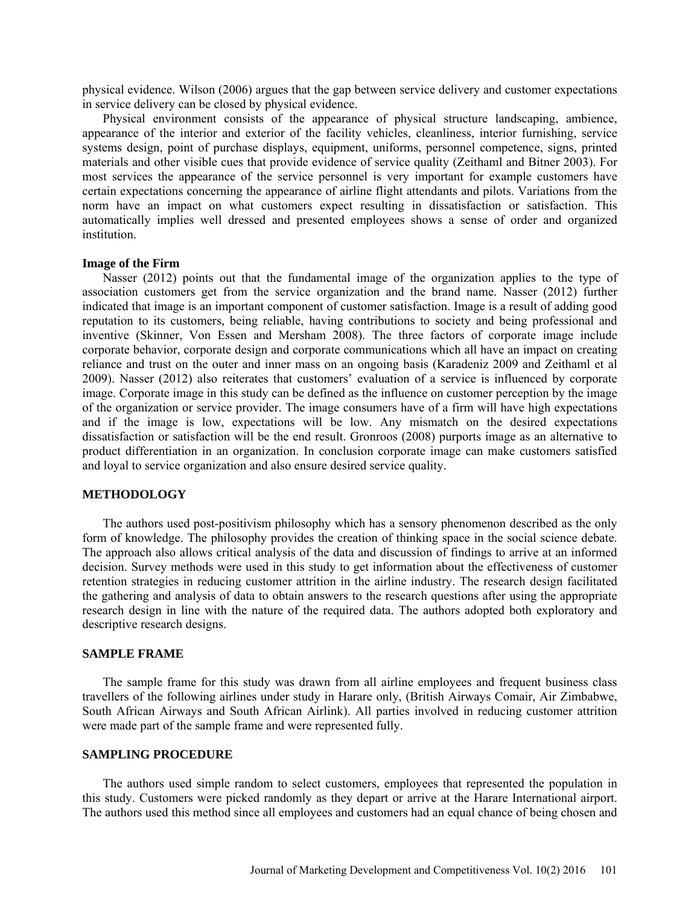physical evidence. Wilson (2006) argues that the gap between service delivery and customer expectations in service delivery can be closed by physical evidence.

Physical environment consists of the appearance of physical structure landscaping, ambience, appearance of the interior and exterior of the facility vehicles, cleanliness, interior furnishing, service systems design, point of purchase displays, equipment, uniforms, personnel competence, signs, printed materials and other visible cues that provide evidence of service quality (Zeithaml and Bitner 2003). For most services the appearance of the service personnel is very important for example customers have certain expectations concerning the appearance of airline flight attendants and pilots. Variations from the norm have an impact on what customers expect resulting in dissatisfaction or satisfaction. This automatically implies well dressed and presented employees shows a sense of order and organized institution.

**Image of the Firm**

Nasser (2012) points out that the fundamental image of the organization applies to the type of association customers get from the service organization and the brand name. Nasser (2012) further indicated that image is an important component of customer satisfaction. Image is a result of adding good reputation to its customers, being reliable, having contributions to society and being professional and inventive (Skinner, Von Essen and Mersham 2008). The three factors of corporate image include corporate behavior, corporate design and corporate communications which all have an impact on creating reliance and trust on the outer and inner mass on an ongoing basis (Karadeniz 2009 and Zeithaml et al 2009). Nasser (2012) also reiterates that customers' evaluation of a service is influenced by corporate image. Corporate image in this study can be defined as the influence on customer perception by the image of the organization or service provider. The image consumers have of a firm will have high expectations and if the image is low, expectations will be low. Any mismatch on the desired expectations dissatisfaction or satisfaction will be the end result. Gronroos (2008) purports image as an alternative to product differentiation in an organization. In conclusion corporate image can make customers satisfied and loyal to service organization and also ensure desired service quality.

## METHODOLOGY

The authors used post-positivism philosophy which has a sensory phenomenon described as the only form of knowledge. The philosophy provides the creation of thinking space in the social science debate. The approach also allows critical analysis of the data and discussion of findings to arrive at an informed decision. Survey methods were used in this study to get information about the effectiveness of customer retention strategies in reducing customer attrition in the airline industry. The research design facilitated the gathering and analysis of data to obtain answers to the research questions after using the appropriate research design in line with the nature of the required data. The authors adopted both exploratory and descriptive research designs.

## SAMPLE FRAME

The sample frame for this study was drawn from all airline employees and frequent business class travellers of the following airlines under study in Harare only, (British Airways Comair, Air Zimbabwe, South African Airways and South African Airlink). All parties involved in reducing customer attrition were made part of the sample frame and were represented fully.

## SAMPLING PROCEDURE

The authors used simple random to select customers, employees that represented the population in this study. Customers were picked randomly as they depart or arrive at the Harare International airport. The authors used this method since all employees and customers had an equal chance of being chosen and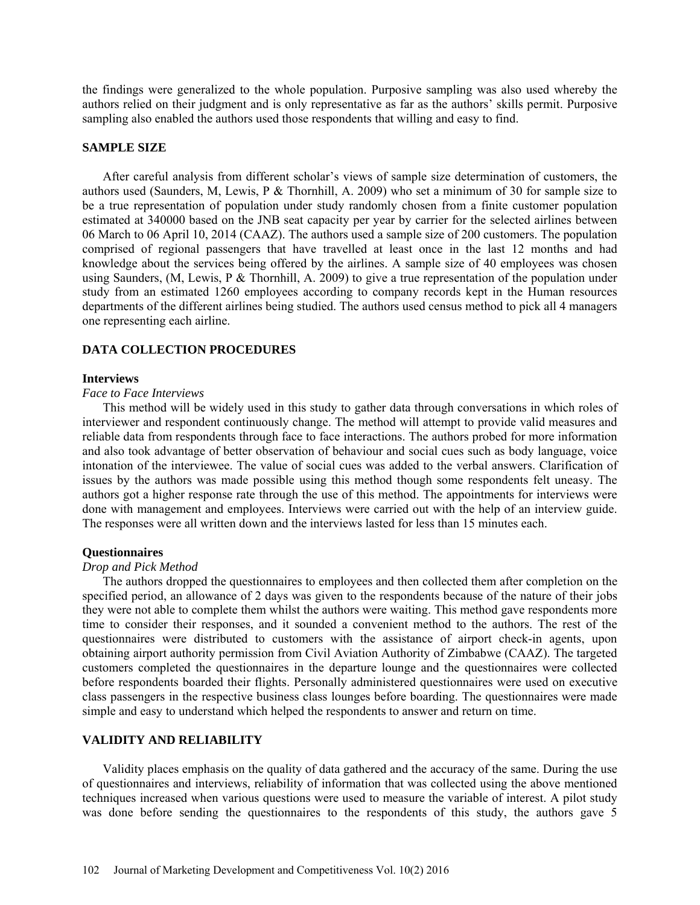the findings were generalized to the whole population. Purposive sampling was also used whereby the authors relied on their judgment and is only representative as far as the authors' skills permit. Purposive sampling also enabled the authors used those respondents that willing and easy to find.

## SAMPLE SIZE

After careful analysis from different scholar's views of sample size determination of customers, the authors used (Saunders, M, Lewis, P & Thornhill, A. 2009) who set a minimum of 30 for sample size to be a true representation of population under study randomly chosen from a finite customer population estimated at 340000 based on the JNB seat capacity per year by carrier for the selected airlines between 06 March to 06 April 10, 2014 (CAAZ). The authors used a sample size of 200 customers. The population comprised of regional passengers that have travelled at least once in the last 12 months and had knowledge about the services being offered by the airlines. A sample size of 40 employees was chosen using Saunders, (M, Lewis, P & Thornhill, A. 2009) to give a true representation of the population under study from an estimated 1260 employees according to company records kept in the Human resources departments of the different airlines being studied. The authors used census method to pick all 4 managers one representing each airline.

## DATA COLLECTION PROCEDURES

### Interviews

*Face to Face Interviews*

This method will be widely used in this study to gather data through conversations in which roles of interviewer and respondent continuously change. The method will attempt to provide valid measures and reliable data from respondents through face to face interactions. The authors probed for more information and also took advantage of better observation of behaviour and social cues such as body language, voice intonation of the interviewee. The value of social cues was added to the verbal answers. Clarification of issues by the authors was made possible using this method though some respondents felt uneasy. The authors got a higher response rate through the use of this method. The appointments for interviews were done with management and employees. Interviews were carried out with the help of an interview guide. The responses were all written down and the interviews lasted for less than 15 minutes each.

### Questionnaires

*Drop and Pick Method*

The authors dropped the questionnaires to employees and then collected them after completion on the specified period, an allowance of 2 days was given to the respondents because of the nature of their jobs they were not able to complete them whilst the authors were waiting. This method gave respondents more time to consider their responses, and it sounded a convenient method to the authors. The rest of the questionnaires were distributed to customers with the assistance of airport check-in agents, upon obtaining airport authority permission from Civil Aviation Authority of Zimbabwe (CAAZ). The targeted customers completed the questionnaires in the departure lounge and the questionnaires were collected before respondents boarded their flights. Personally administered questionnaires were used on executive class passengers in the respective business class lounges before boarding. The questionnaires were made simple and easy to understand which helped the respondents to answer and return on time.

## VALIDITY AND RELIABILITY

Validity places emphasis on the quality of data gathered and the accuracy of the same. During the use of questionnaires and interviews, reliability of information that was collected using the above mentioned techniques increased when various questions were used to measure the variable of interest. A pilot study was done before sending the questionnaires to the respondents of this study, the authors gave 5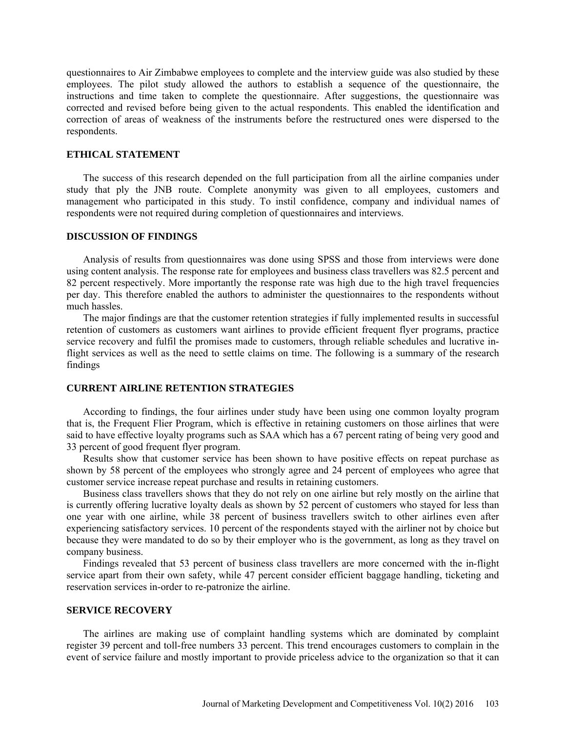questionnaires to Air Zimbabwe employees to complete and the interview guide was also studied by these employees. The pilot study allowed the authors to establish a sequence of the questionnaire, the instructions and time taken to complete the questionnaire. After suggestions, the questionnaire was corrected and revised before being given to the actual respondents. This enabled the identification and correction of areas of weakness of the instruments before the restructured ones were dispersed to the respondents.

## ETHICAL STATEMENT

The success of this research depended on the full participation from all the airline companies under study that ply the JNB route. Complete anonymity was given to all employees, customers and management who participated in this study. To instil confidence, company and individual names of respondents were not required during completion of questionnaires and interviews.

## DISCUSSION OF FINDINGS

Analysis of results from questionnaires was done using SPSS and those from interviews were done using content analysis. The response rate for employees and business class travellers was 82.5 percent and 82 percent respectively. More importantly the response rate was high due to the high travel frequencies per day. This therefore enabled the authors to administer the questionnaires to the respondents without much hassles.

The major findings are that the customer retention strategies if fully implemented results in successful retention of customers as customers want airlines to provide efficient frequent flyer programs, practice service recovery and fulfil the promises made to customers, through reliable schedules and lucrative in-flight services as well as the need to settle claims on time. The following is a summary of the research findings

## CURRENT AIRLINE RETENTION STRATEGIES

According to findings, the four airlines under study have been using one common loyalty program that is, the Frequent Flier Program, which is effective in retaining customers on those airlines that were said to have effective loyalty programs such as SAA which has a 67 percent rating of being very good and 33 percent of good frequent flyer program.

Results show that customer service has been shown to have positive effects on repeat purchase as shown by 58 percent of the employees who strongly agree and 24 percent of employees who agree that customer service increase repeat purchase and results in retaining customers.

Business class travellers shows that they do not rely on one airline but rely mostly on the airline that is currently offering lucrative loyalty deals as shown by 52 percent of customers who stayed for less than one year with one airline, while 38 percent of business travellers switch to other airlines even after experiencing satisfactory services. 10 percent of the respondents stayed with the airliner not by choice but because they were mandated to do so by their employer who is the government, as long as they travel on company business.

Findings revealed that 53 percent of business class travellers are more concerned with the in-flight service apart from their own safety, while 47 percent consider efficient baggage handling, ticketing and reservation services in-order to re-patronize the airline.

## SERVICE RECOVERY

The airlines are making use of complaint handling systems which are dominated by complaint register 39 percent and toll-free numbers 33 percent. This trend encourages customers to complain in the event of service failure and mostly important to provide priceless advice to the organization so that it can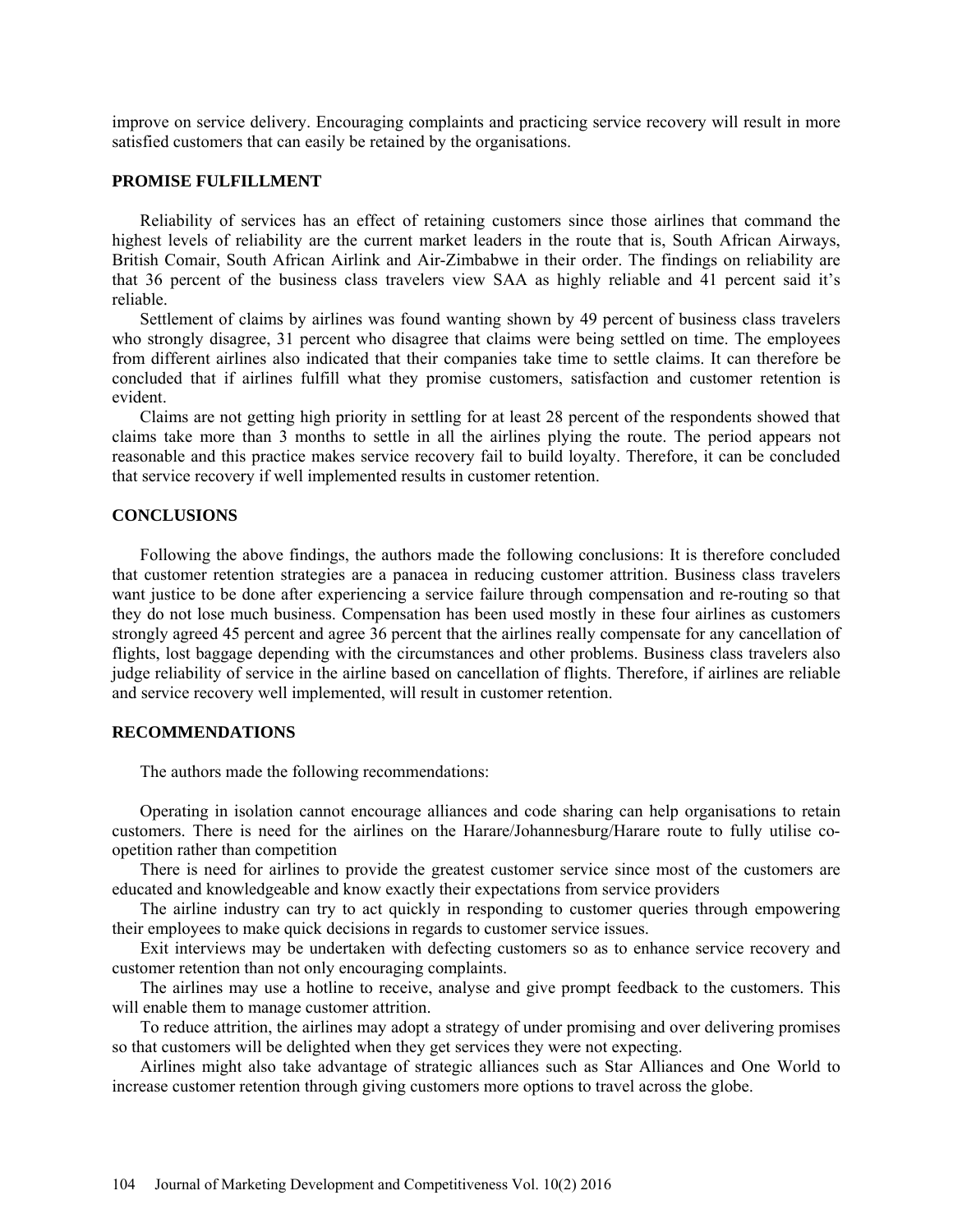improve on service delivery. Encouraging complaints and practicing service recovery will result in more satisfied customers that can easily be retained by the organisations.

## PROMISE FULFILLMENT

Reliability of services has an effect of retaining customers since those airlines that command the highest levels of reliability are the current market leaders in the route that is, South African Airways, British Comair, South African Airlink and Air-Zimbabwe in their order. The findings on reliability are that 36 percent of the business class travelers view SAA as highly reliable and 41 percent said it's reliable.

Settlement of claims by airlines was found wanting shown by 49 percent of business class travelers who strongly disagree, 31 percent who disagree that claims were being settled on time. The employees from different airlines also indicated that their companies take time to settle claims. It can therefore be concluded that if airlines fulfill what they promise customers, satisfaction and customer retention is evident.

Claims are not getting high priority in settling for at least 28 percent of the respondents showed that claims take more than 3 months to settle in all the airlines plying the route. The period appears not reasonable and this practice makes service recovery fail to build loyalty. Therefore, it can be concluded that service recovery if well implemented results in customer retention.

## CONCLUSIONS

Following the above findings, the authors made the following conclusions: It is therefore concluded that customer retention strategies are a panacea in reducing customer attrition. Business class travelers want justice to be done after experiencing a service failure through compensation and re-routing so that they do not lose much business. Compensation has been used mostly in these four airlines as customers strongly agreed 45 percent and agree 36 percent that the airlines really compensate for any cancellation of flights, lost baggage depending with the circumstances and other problems. Business class travelers also judge reliability of service in the airline based on cancellation of flights. Therefore, if airlines are reliable and service recovery well implemented, will result in customer retention.

## RECOMMENDATIONS

The authors made the following recommendations:

Operating in isolation cannot encourage alliances and code sharing can help organisations to retain customers. There is need for the airlines on the Harare/Johannesburg/Harare route to fully utilise co-opetition rather than competition

There is need for airlines to provide the greatest customer service since most of the customers are educated and knowledgeable and know exactly their expectations from service providers

The airline industry can try to act quickly in responding to customer queries through empowering their employees to make quick decisions in regards to customer service issues.

Exit interviews may be undertaken with defecting customers so as to enhance service recovery and customer retention than not only encouraging complaints.

The airlines may use a hotline to receive, analyse and give prompt feedback to the customers. This will enable them to manage customer attrition.

To reduce attrition, the airlines may adopt a strategy of under promising and over delivering promises so that customers will be delighted when they get services they were not expecting.

Airlines might also take advantage of strategic alliances such as Star Alliances and One World to increase customer retention through giving customers more options to travel across the globe.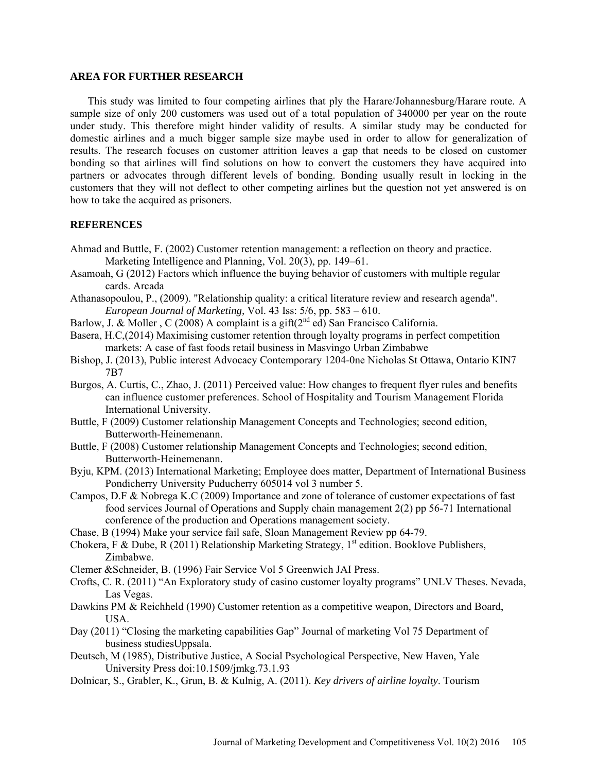## AREA FOR FURTHER RESEARCH

This study was limited to four competing airlines that ply the Harare/Johannesburg/Harare route. A sample size of only 200 customers was used out of a total population of 340000 per year on the route under study. This therefore might hinder validity of results. A similar study may be conducted for domestic airlines and a much bigger sample size maybe used in order to allow for generalization of results. The research focuses on customer attrition leaves a gap that needs to be closed on customer bonding so that airlines will find solutions on how to convert the customers they have acquired into partners or advocates through different levels of bonding. Bonding usually result in locking in the customers that they will not deflect to other competing airlines but the question not yet answered is on how to take the acquired as prisoners.

## REFERENCES

Ahmad and Buttle, F. (2002) Customer retention management: a reflection on theory and practice. Marketing Intelligence and Planning, Vol. 20(3), pp. 149–61.

Asamoah, G (2012) Factors which influence the buying behavior of customers with multiple regular cards. Arcada

Athanasopoulou, P., (2009). "Relationship quality: a critical literature review and research agenda". *European Journal of Marketing,* Vol. 43 Iss: 5/6, pp. 583 – 610.

Barlow, J. & Moller , C (2008) A complaint is a gift(2nd ed) San Francisco California.

Basera, H.C,(2014) Maximising customer retention through loyalty programs in perfect competition markets: A case of fast foods retail business in Masvingo Urban Zimbabwe

Bishop, J. (2013), Public interest Advocacy Contemporary 1204-0ne Nicholas St Ottawa, Ontario KIN7 7B7

Burgos, A. Curtis, C., Zhao, J. (2011) Perceived value: How changes to frequent flyer rules and benefits can influence customer preferences. School of Hospitality and Tourism Management Florida International University.

Buttle, F (2009) Customer relationship Management Concepts and Technologies; second edition, Butterworth-Heinemenann.

Buttle, F (2008) Customer relationship Management Concepts and Technologies; second edition, Butterworth-Heinemenann.

Byju, KPM. (2013) International Marketing; Employee does matter, Department of International Business Pondicherry University Puducherry 605014 vol 3 number 5.

Campos, D.F & Nobrega K.C (2009) Importance and zone of tolerance of customer expectations of fast food services Journal of Operations and Supply chain management 2(2) pp 56-71 International conference of the production and Operations management society.

Chase, B (1994) Make your service fail safe, Sloan Management Review pp 64-79.

Chokera, F & Dube, R (2011) Relationship Marketing Strategy, 1st edition. Booklove Publishers, Zimbabwe.

Clemer &Schneider, B. (1996) Fair Service Vol 5 Greenwich JAI Press.

Crofts, C. R. (2011) "An Exploratory study of casino customer loyalty programs" UNLV Theses. Nevada, Las Vegas.

Dawkins PM & Reichheld (1990) Customer retention as a competitive weapon, Directors and Board, USA.

Day (2011) "Closing the marketing capabilities Gap" Journal of marketing Vol 75 Department of business studiesUppsala.

Deutsch, M (1985), Distributive Justice, A Social Psychological Perspective, New Haven, Yale University Press doi:10.1509/jmkg.73.1.93

Dolnicar, S., Grabler, K., Grun, B. & Kulnig, A. (2011). *Key drivers of airline loyalty*. Tourism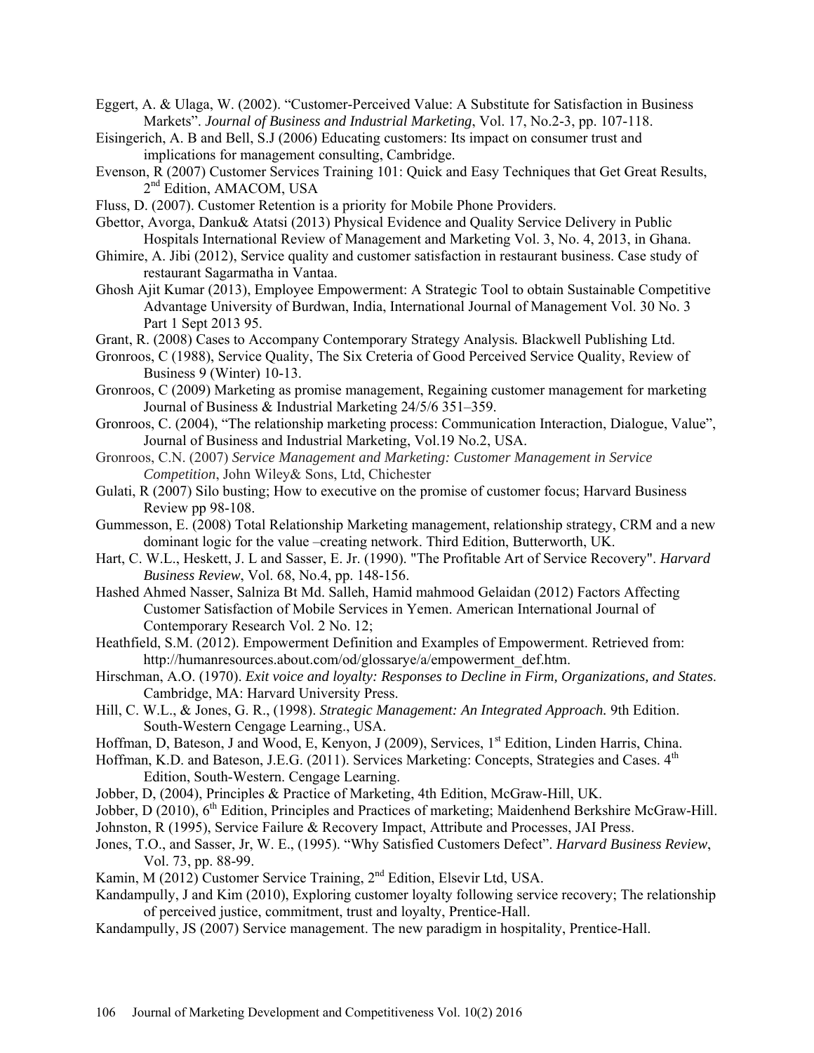Eggert, A. & Ulaga, W. (2002). "Customer-Perceived Value: A Substitute for Satisfaction in Business Markets". *Journal of Business and Industrial Marketing*, Vol. 17, No.2-3, pp. 107-118.

Eisingerich, A. B and Bell, S.J (2006) Educating customers: Its impact on consumer trust and implications for management consulting, Cambridge.

Evenson, R (2007) Customer Services Training 101: Quick and Easy Techniques that Get Great Results, 2nd Edition, AMACOM, USA

Fluss, D. (2007). Customer Retention is a priority for Mobile Phone Providers.

Gbettor, Avorga, Danku& Atatsi (2013) Physical Evidence and Quality Service Delivery in Public Hospitals International Review of Management and Marketing Vol. 3, No. 4, 2013, in Ghana.

Ghimire, A. Jibi (2012), Service quality and customer satisfaction in restaurant business. Case study of restaurant Sagarmatha in Vantaa.

Ghosh Ajit Kumar (2013), Employee Empowerment: A Strategic Tool to obtain Sustainable Competitive Advantage University of Burdwan, India, International Journal of Management Vol. 30 No. 3 Part 1 Sept 2013 95.

Grant, R. (2008) Cases to Accompany Contemporary Strategy Analysis*.* Blackwell Publishing Ltd.

Gronroos, C (1988), Service Quality, The Six Creteria of Good Perceived Service Quality, Review of Business 9 (Winter) 10-13.

Gronroos, C (2009) Marketing as promise management, Regaining customer management for marketing Journal of Business & Industrial Marketing 24/5/6 351–359.

Gronroos, C. (2004), "The relationship marketing process: Communication Interaction, Dialogue, Value", Journal of Business and Industrial Marketing, Vol.19 No.2, USA.

Gronroos, C.N. (2007) *Service Management and Marketing: Customer Management in Service Competition*, John Wiley& Sons, Ltd, Chichester

Gulati, R (2007) Silo busting; How to executive on the promise of customer focus; Harvard Business Review pp 98-108.

Gummesson, E. (2008) Total Relationship Marketing management, relationship strategy, CRM and a new dominant logic for the value –creating network. Third Edition, Butterworth, UK.

Hart, C. W.L., Heskett, J. L and Sasser, E. Jr. (1990). "The Profitable Art of Service Recovery". *Harvard Business Review*, Vol. 68, No.4, pp. 148-156.

Hashed Ahmed Nasser, Salniza Bt Md. Salleh, Hamid mahmood Gelaidan (2012) Factors Affecting Customer Satisfaction of Mobile Services in Yemen. American International Journal of Contemporary Research Vol. 2 No. 12;

Heathfield, S.M. (2012). Empowerment Definition and Examples of Empowerment. Retrieved from: http://humanresources.about.com/od/glossarye/a/empowerment_def.htm.

Hirschman, A.O. (1970). *Exit voice and loyalty: Responses to Decline in Firm, Organizations, and States*. Cambridge, MA: Harvard University Press.

Hill, C. W.L., & Jones, G. R., (1998). *Strategic Management: An Integrated Approach.* 9th Edition. South-Western Cengage Learning., USA.

Hoffman, D, Bateson, J and Wood, E, Kenyon, J (2009), Services, 1st Edition, Linden Harris, China.

Hoffman, K.D. and Bateson, J.E.G. (2011). Services Marketing: Concepts, Strategies and Cases. 4th Edition, South-Western. Cengage Learning.

Jobber, D, (2004), Principles & Practice of Marketing, 4th Edition, McGraw-Hill, UK.

Jobber, D (2010), 6th Edition, Principles and Practices of marketing; Maidenhend Berkshire McGraw-Hill.

Johnston, R (1995), Service Failure & Recovery Impact, Attribute and Processes, JAI Press.

Jones, T.O., and Sasser, Jr, W. E., (1995). "Why Satisfied Customers Defect". *Harvard Business Review*, Vol. 73, pp. 88-99.

Kamin, M (2012) Customer Service Training, 2nd Edition, Elsevir Ltd, USA.

Kandampully, J and Kim (2010), Exploring customer loyalty following service recovery; The relationship of perceived justice, commitment, trust and loyalty, Prentice-Hall.

Kandampully, JS (2007) Service management. The new paradigm in hospitality, Prentice-Hall.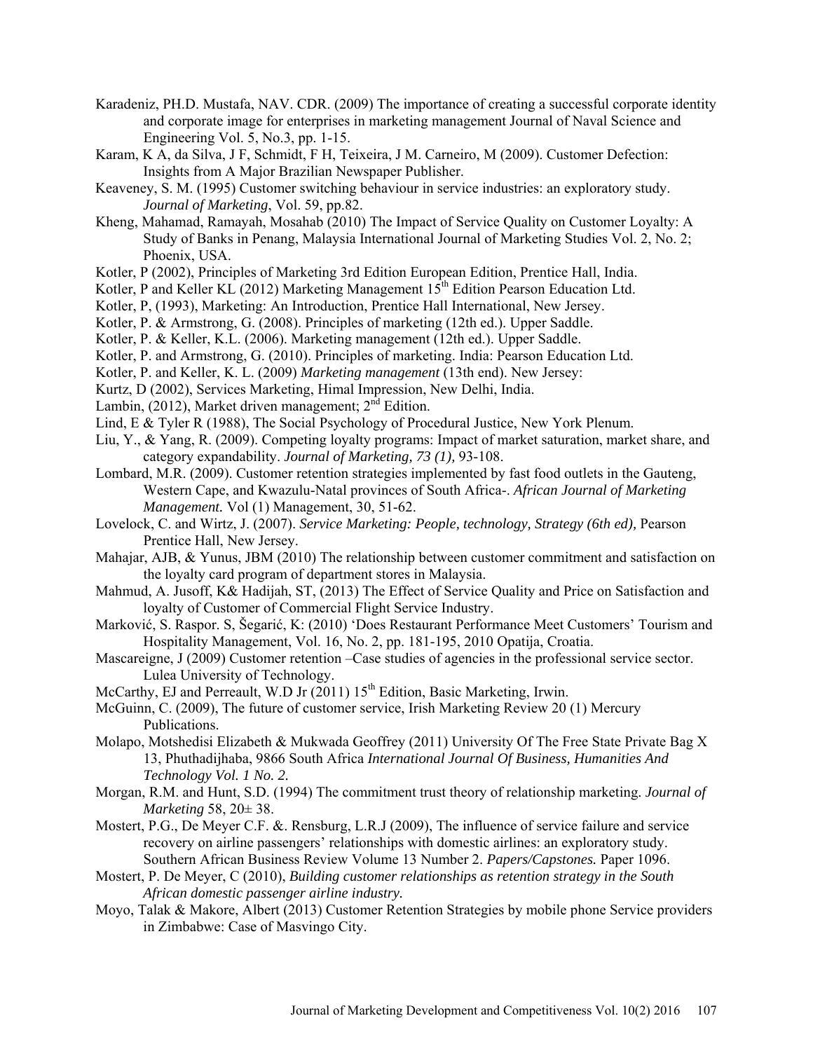Karadeniz, PH.D. Mustafa, NAV. CDR. (2009) The importance of creating a successful corporate identity and corporate image for enterprises in marketing management Journal of Naval Science and Engineering Vol. 5, No.3, pp. 1-15.

Karam, K A, da Silva, J F, Schmidt, F H, Teixeira, J M. Carneiro, M (2009). Customer Defection: Insights from A Major Brazilian Newspaper Publisher.

Keaveney, S. M. (1995) Customer switching behaviour in service industries: an exploratory study. *Journal of Marketing*, Vol. 59, pp.82.

Kheng, Mahamad, Ramayah, Mosahab (2010) The Impact of Service Quality on Customer Loyalty: A Study of Banks in Penang, Malaysia International Journal of Marketing Studies Vol. 2, No. 2; Phoenix, USA.

Kotler, P (2002), Principles of Marketing 3rd Edition European Edition, Prentice Hall, India.

Kotler, P and Keller KL (2012) Marketing Management 15th Edition Pearson Education Ltd.

Kotler, P, (1993), Marketing: An Introduction, Prentice Hall International, New Jersey.

Kotler, P. & Armstrong, G. (2008). Principles of marketing (12th ed.). Upper Saddle.

Kotler, P. & Keller, K.L. (2006). Marketing management (12th ed.). Upper Saddle.

Kotler, P. and Armstrong, G. (2010). Principles of marketing. India: Pearson Education Ltd.

Kotler, P. and Keller, K. L. (2009) *Marketing management* (13th end). New Jersey:

Kurtz, D (2002), Services Marketing, Himal Impression, New Delhi, India.

Lambin, (2012), Market driven management; 2nd Edition.

Lind, E & Tyler R (1988), The Social Psychology of Procedural Justice, New York Plenum.

Liu, Y., & Yang, R. (2009). Competing loyalty programs: Impact of market saturation, market share, and category expandability. *Journal of Marketing, 73 (1),* 93-108.

Lombard, M.R. (2009). Customer retention strategies implemented by fast food outlets in the Gauteng, Western Cape, and Kwazulu-Natal provinces of South Africa-. *African Journal of Marketing Management.* Vol (1) Management, 30, 51-62.

Lovelock, C. and Wirtz, J. (2007). *Service Marketing: People, technology, Strategy (6th ed),* Pearson Prentice Hall, New Jersey.

Mahajar, AJB, & Yunus, JBM (2010) The relationship between customer commitment and satisfaction on the loyalty card program of department stores in Malaysia.

Mahmud, A. Jusoff, K& Hadijah, ST, (2013) The Effect of Service Quality and Price on Satisfaction and loyalty of Customer of Commercial Flight Service Industry.

Marković, S. Raspor. S, Šegarić, K: (2010) 'Does Restaurant Performance Meet Customers' Tourism and Hospitality Management, Vol. 16, No. 2, pp. 181-195, 2010 Opatija, Croatia.

Mascareigne, J (2009) Customer retention –Case studies of agencies in the professional service sector. Lulea University of Technology.

McCarthy, EJ and Perreault, W.D Jr (2011) 15th Edition, Basic Marketing, Irwin.

McGuinn, C. (2009), The future of customer service, Irish Marketing Review 20 (1) Mercury Publications.

Molapo, Motshedisi Elizabeth & Mukwada Geoffrey (2011) University Of The Free State Private Bag X 13, Phuthadijhaba, 9866 South Africa *International Journal Of Business, Humanities And Technology Vol. 1 No. 2.*

Morgan, R.M. and Hunt, S.D. (1994) The commitment trust theory of relationship marketing. *Journal of Marketing* 58, 20± 38.

Mostert, P.G., De Meyer C.F. &. Rensburg, L.R.J (2009), The influence of service failure and service recovery on airline passengers' relationships with domestic airlines: an exploratory study. Southern African Business Review Volume 13 Number 2. *Papers/Capstones.* Paper 1096.

Mostert, P. De Meyer, C (2010), *Building customer relationships as retention strategy in the South African domestic passenger airline industry.*

Moyo, Talak & Makore, Albert (2013) Customer Retention Strategies by mobile phone Service providers in Zimbabwe: Case of Masvingo City.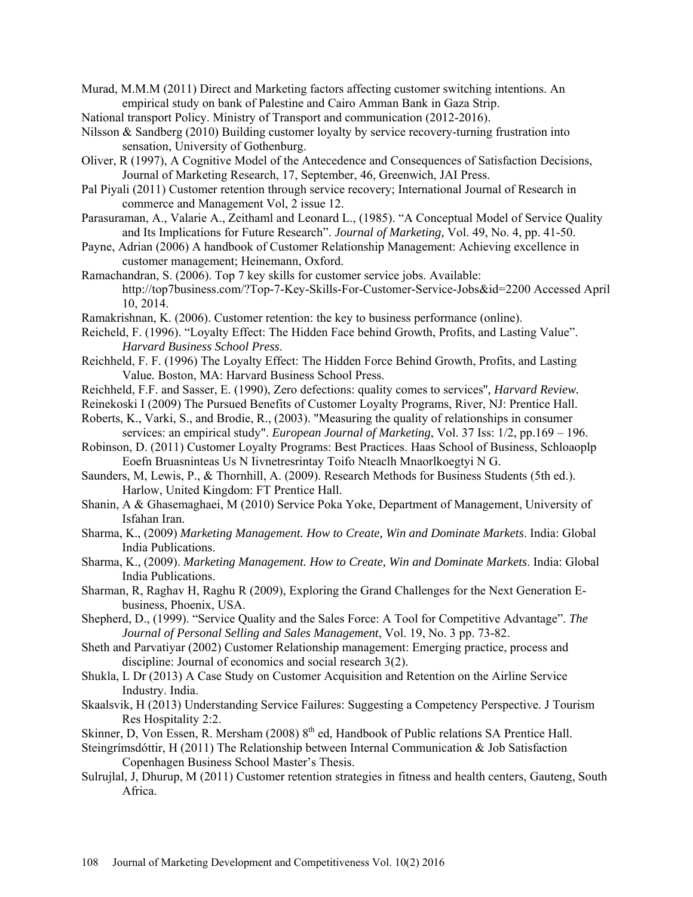Murad, M.M.M (2011) Direct and Marketing factors affecting customer switching intentions. An empirical study on bank of Palestine and Cairo Amman Bank in Gaza Strip.

National transport Policy. Ministry of Transport and communication (2012-2016).

Nilsson & Sandberg (2010) Building customer loyalty by service recovery-turning frustration into sensation, University of Gothenburg.

Oliver, R (1997), A Cognitive Model of the Antecedence and Consequences of Satisfaction Decisions, Journal of Marketing Research, 17, September, 46, Greenwich, JAI Press.

Pal Piyali (2011) Customer retention through service recovery; International Journal of Research in commerce and Management Vol, 2 issue 12.

Parasuraman, A., Valarie A., Zeithaml and Leonard L., (1985). "A Conceptual Model of Service Quality and Its Implications for Future Research". *Journal of Marketing*, Vol. 49, No. 4, pp. 41-50.

Payne, Adrian (2006) A handbook of Customer Relationship Management: Achieving excellence in customer management; Heinemann, Oxford.

Ramachandran, S. (2006). Top 7 key skills for customer service jobs. Available: http://top7business.com/?Top-7-Key-Skills-For-Customer-Service-Jobs&id=2200 Accessed April 10, 2014.

Ramakrishnan, K. (2006). Customer retention: the key to business performance (online).

Reicheld, F. (1996). "Loyalty Effect: The Hidden Face behind Growth, Profits, and Lasting Value". *Harvard Business School Press*.

Reichheld, F. F. (1996) The Loyalty Effect: The Hidden Force Behind Growth, Profits, and Lasting Value*.* Boston, MA: Harvard Business School Press.

Reichheld, F.F. and Sasser, E. (1990), Zero defections: quality comes to services", *Harvard Review.*

Reinekoski I (2009) The Pursued Benefits of Customer Loyalty Programs, River, NJ: Prentice Hall.

Roberts, K., Varki, S., and Brodie, R., (2003). "Measuring the quality of relationships in consumer services: an empirical study". *European Journal of Marketing*, Vol. 37 Iss: 1/2, pp.169 – 196.

Robinson, D. (2011) Customer Loyalty Programs: Best Practices. Haas School of Business, Schloaoplp Eoefn Bruasninteas Us N Iivnetresrintay Toifo Nteaclh Mnaorlkoegtyi N G.

Saunders, M, Lewis, P., & Thornhill, A. (2009). Research Methods for Business Students (5th ed.). Harlow, United Kingdom: FT Prentice Hall.

Shanin, A & Ghasemaghaei, M (2010) Service Poka Yoke, Department of Management, University of Isfahan Iran.

Sharma, K., (2009) *Marketing Management. How to Create, Win and Dominate Markets*. India: Global India Publications.

Sharma, K., (2009). *Marketing Management. How to Create, Win and Dominate Markets*. India: Global India Publications.

Sharman, R, Raghav H, Raghu R (2009), Exploring the Grand Challenges for the Next Generation E-business, Phoenix, USA.

Shepherd, D., (1999). "Service Quality and the Sales Force: A Tool for Competitive Advantage". *The Journal of Personal Selling and Sales Management*, Vol. 19, No. 3 pp. 73-82.

Sheth and Parvatiyar (2002) Customer Relationship management: Emerging practice, process and discipline: Journal of economics and social research 3(2).

Shukla, L Dr (2013) A Case Study on Customer Acquisition and Retention on the Airline Service Industry. India.

Skaalsvik, H (2013) Understanding Service Failures: Suggesting a Competency Perspective. J Tourism Res Hospitality 2:2.

Skinner, D, Von Essen, R. Mersham (2008) 8th ed, Handbook of Public relations SA Prentice Hall.

Steingrímsdóttir, H (2011) The Relationship between Internal Communication & Job Satisfaction Copenhagen Business School Master's Thesis.

Sulrujlal, J, Dhurup, M (2011) Customer retention strategies in fitness and health centers, Gauteng, South Africa.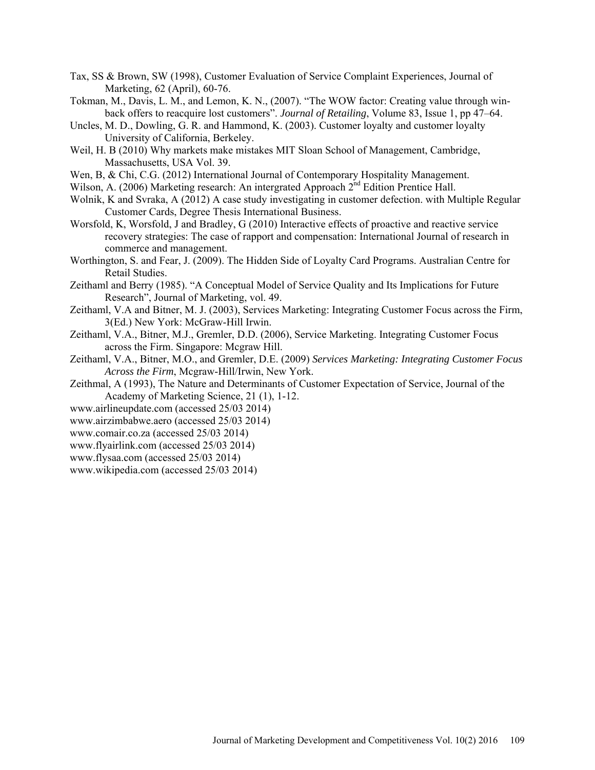Tax, SS & Brown, SW (1998), Customer Evaluation of Service Complaint Experiences, Journal of Marketing, 62 (April), 60-76.

Tokman, M., Davis, L. M., and Lemon, K. N., (2007). "The WOW factor: Creating value through win-back offers to reacquire lost customers". *Journal of Retailing*, Volume 83, Issue 1, pp 47–64.

Uncles, M. D., Dowling, G. R. and Hammond, K. (2003). Customer loyalty and customer loyalty University of California, Berkeley.

Weil, H. B (2010) Why markets make mistakes MIT Sloan School of Management, Cambridge, Massachusetts, USA Vol. 39.

Wen, B, & Chi, C.G. (2012) International Journal of Contemporary Hospitality Management.

Wilson, A. (2006) Marketing research: An intergrated Approach 2nd Edition Prentice Hall.

Wolnik, K and Svraka, A (2012) A case study investigating in customer defection. with Multiple Regular Customer Cards, Degree Thesis International Business.

Worsfold, K, Worsfold, J and Bradley, G (2010) Interactive effects of proactive and reactive service recovery strategies: The case of rapport and compensation: International Journal of research in commerce and management.

Worthington, S. and Fear, J. (2009). The Hidden Side of Loyalty Card Programs. Australian Centre for Retail Studies.

Zeithaml and Berry (1985). "A Conceptual Model of Service Quality and Its Implications for Future Research", Journal of Marketing, vol. 49.

Zeithaml, V.A and Bitner, M. J. (2003), Services Marketing: Integrating Customer Focus across the Firm, 3(Ed.) New York: McGraw-Hill Irwin.

Zeithaml, V.A., Bitner, M.J., Gremler, D.D. (2006), Service Marketing. Integrating Customer Focus across the Firm. Singapore: Mcgraw Hill.

Zeithaml, V.A., Bitner, M.O., and Gremler, D.E. (2009) *Services Marketing: Integrating Customer Focus Across the Firm*, Mcgraw-Hill/Irwin, New York.

Zeithmal, A (1993), The Nature and Determinants of Customer Expectation of Service, Journal of the Academy of Marketing Science, 21 (1), 1-12.

www.airlineupdate.com (accessed 25/03 2014)

www.airzimbabwe.aero (accessed 25/03 2014)

www.comair.co.za (accessed 25/03 2014)

www.flyairlink.com (accessed 25/03 2014)

www.flysaa.com (accessed 25/03 2014)

www.wikipedia.com (accessed 25/03 2014)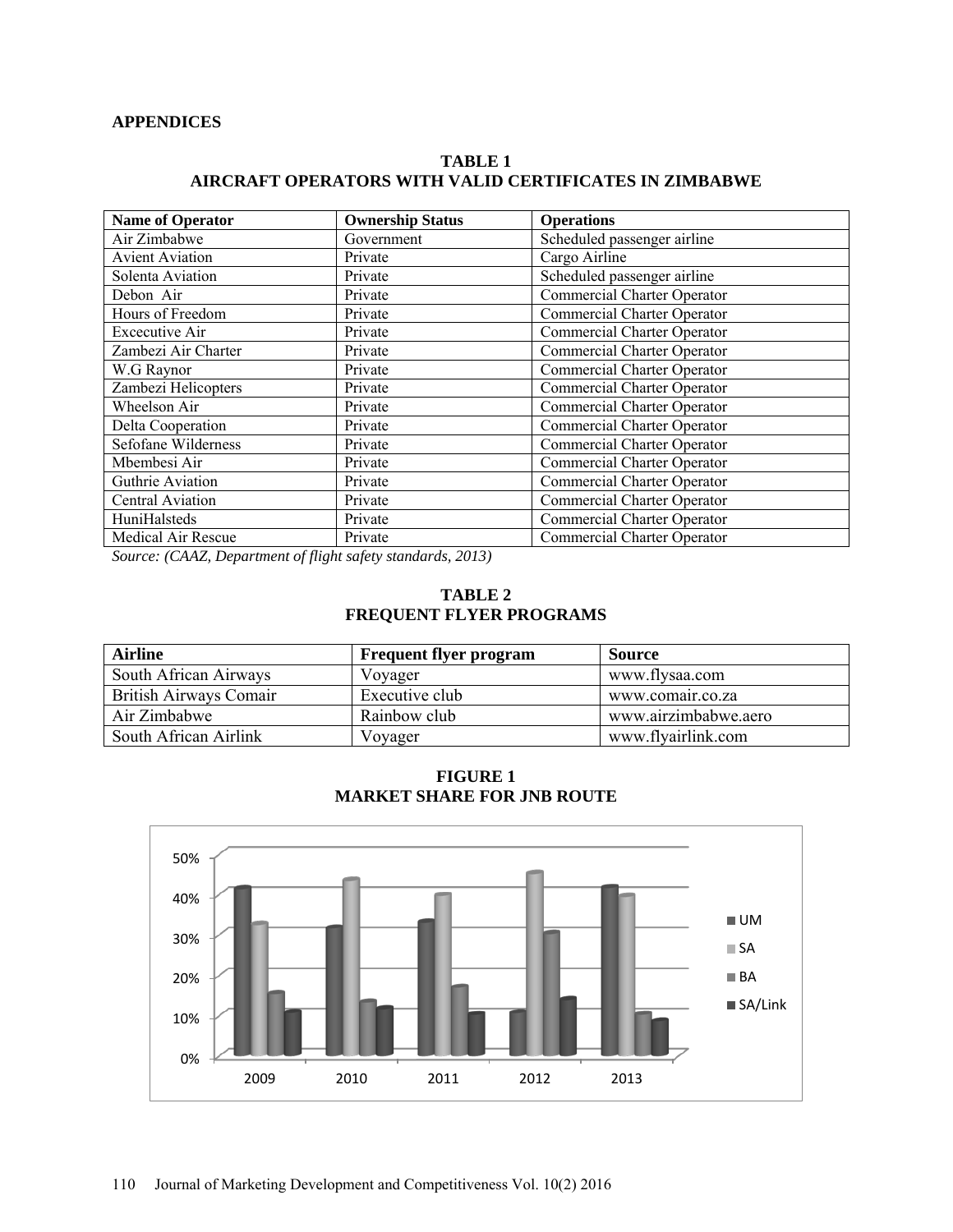## APPENDICES

**TABLE 1**
**AIRCRAFT OPERATORS WITH VALID CERTIFICATES IN ZIMBABWE**

| Name of Operator | Ownership Status | Operations |
|---|---|---|
| Air Zimbabwe | Government | Scheduled passenger airline |
| Avient Aviation | Private | Cargo Airline |
| Solenta Aviation | Private | Scheduled passenger airline |
| Debon Air | Private | Commercial Charter Operator |
| Hours of Freedom | Private | Commercial Charter Operator |
| Excecutive Air | Private | Commercial Charter Operator |
| Zambezi Air Charter | Private | Commercial Charter Operator |
| W.G Raynor | Private | Commercial Charter Operator |
| Zambezi Helicopters | Private | Commercial Charter Operator |
| Wheelson Air | Private | Commercial Charter Operator |
| Delta Cooperation | Private | Commercial Charter Operator |
| Sefofane Wilderness | Private | Commercial Charter Operator |
| Mbembesi Air | Private | Commercial Charter Operator |
| Guthrie Aviation | Private | Commercial Charter Operator |
| Central Aviation | Private | Commercial Charter Operator |
| HuniHalsteds | Private | Commercial Charter Operator |
| Medical Air Rescue | Private | Commercial Charter Operator |

*Source: (CAAZ, Department of flight safety standards, 2013)*

**TABLE 2**
**FREQUENT FLYER PROGRAMS**

| Airline | Frequent flyer program | Source |
|---|---|---|
| South African Airways | Voyager | www.flysaa.com |
| British Airways Comair | Executive club | www.comair.co.za |
| Air Zimbabwe | Rainbow club | www.airzimbabwe.aero |
| South African Airlink | Voyager | www.flyairlink.com |

**FIGURE 1**
**MARKET SHARE FOR JNB ROUTE**

50%
40%
30%
20%
10%
0%

2009 2010 2011 2012 2013

UM
SA
BA
SA/Link